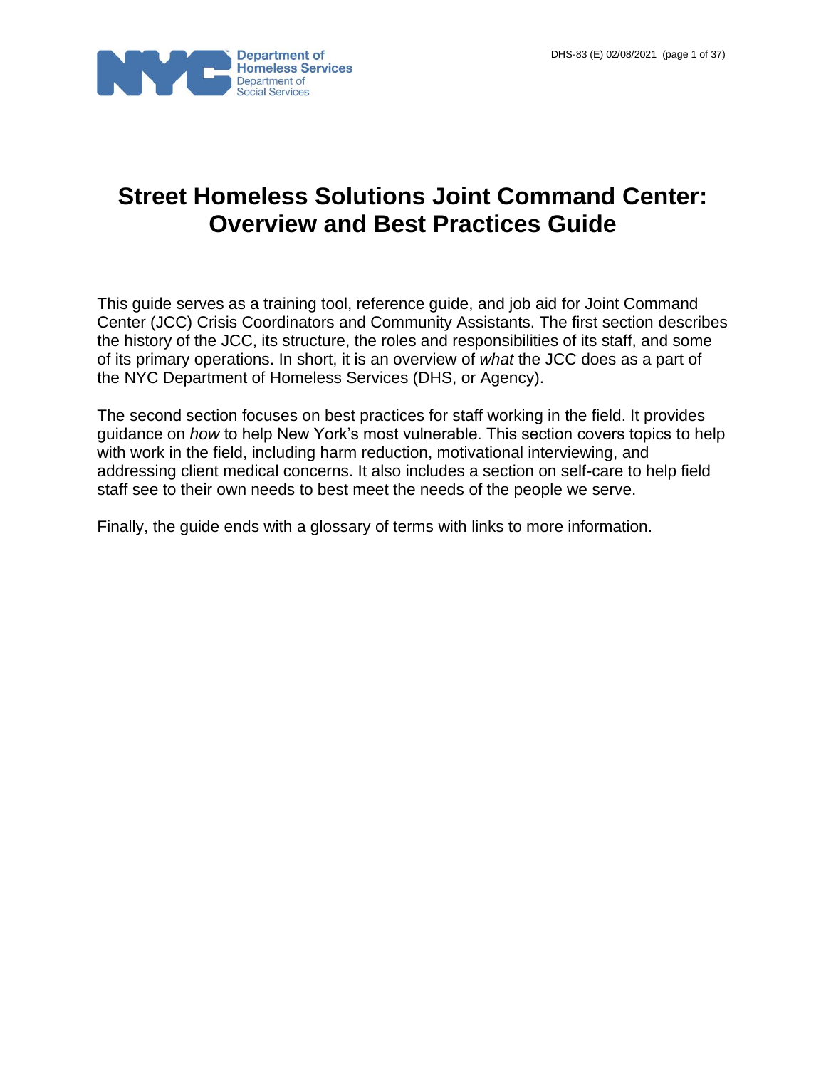# Street Homeless Solutions Joint Command Center: Overview and Best Practices Guide

This guide serves as a training tool, reference guide, and job aid for Joint Command Center (JCC) Crisis Coordinators and Community Assistants. The first section describes the history of the JCC, its structure, the roles and responsibilities of its staff, and some of its primary operations. In short, it is an overview of *what* the JCC does as a part of the NYC Department of Homeless Services (DHS, or Agency).

The second section focuses on best practices for staff working in the field. It provides guidance on *how* to help New York's most vulnerable. This section covers topics to help with work in the field, including harm reduction, motivational interviewing, and addressing client medical concerns. It also includes a section on self-care to help field staff see to their own needs to best meet the needs of the people we serve.

Finally, the guide ends with a glossary of terms with links to more information.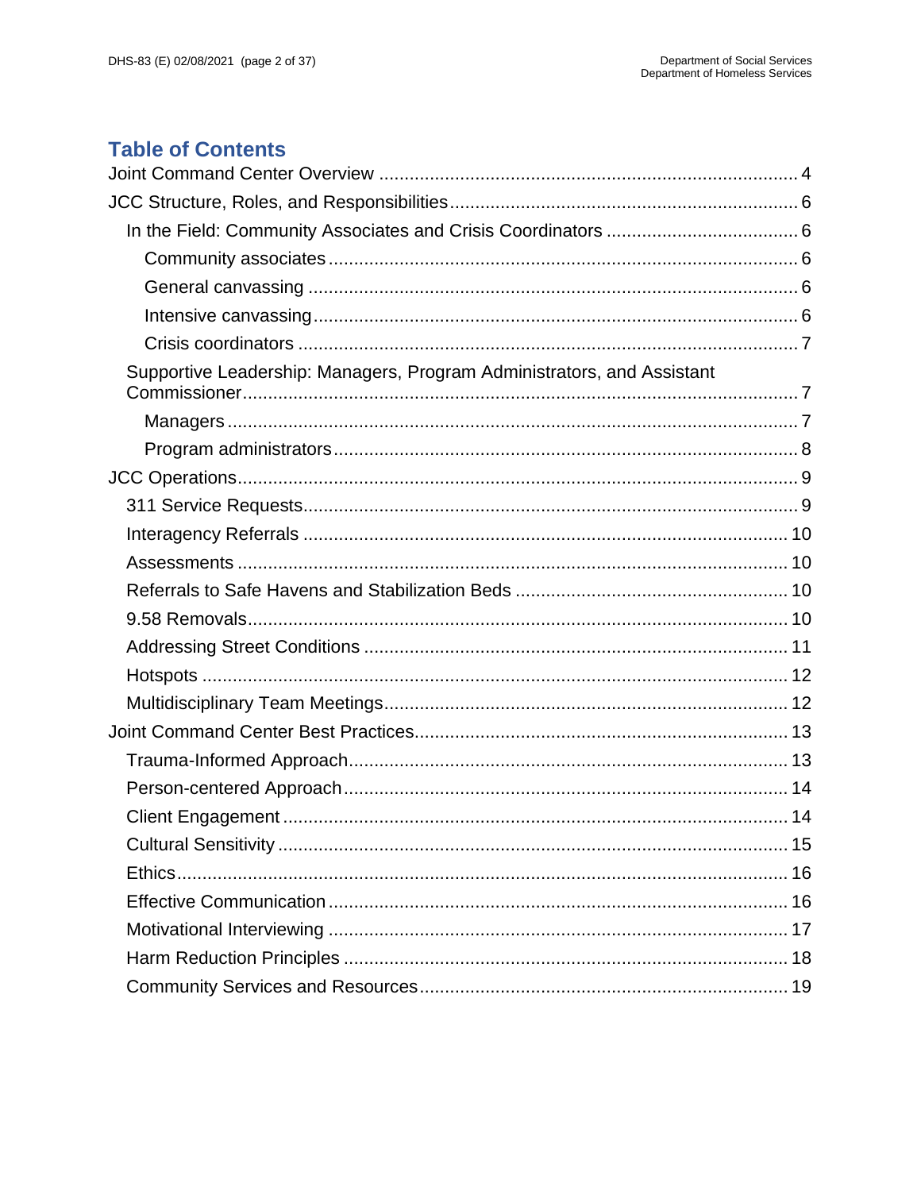# Table of Contents

- Joint Command Center Overview .......... 4
- JCC Structure, Roles, and Responsibilities .......... 6
  - In the Field: Community Associates and Crisis Coordinators .......... 6
    - Community associates .......... 6
    - General canvassing .......... 6
    - Intensive canvassing .......... 6
    - Crisis coordinators .......... 7
  - Supportive Leadership: Managers, Program Administrators, and Assistant Commissioner .......... 7
    - Managers .......... 7
    - Program administrators .......... 8
- JCC Operations .......... 9
  - 311 Service Requests .......... 9
  - Interagency Referrals .......... 10
  - Assessments .......... 10
  - Referrals to Safe Havens and Stabilization Beds .......... 10
  - 9.58 Removals .......... 10
  - Addressing Street Conditions .......... 11
  - Hotspots .......... 12
  - Multidisciplinary Team Meetings .......... 12
- Joint Command Center Best Practices .......... 13
  - Trauma-Informed Approach .......... 13
  - Person-centered Approach .......... 14
  - Client Engagement .......... 14
  - Cultural Sensitivity .......... 15
  - Ethics .......... 16
  - Effective Communication .......... 16
  - Motivational Interviewing .......... 17
  - Harm Reduction Principles .......... 18
  - Community Services and Resources .......... 19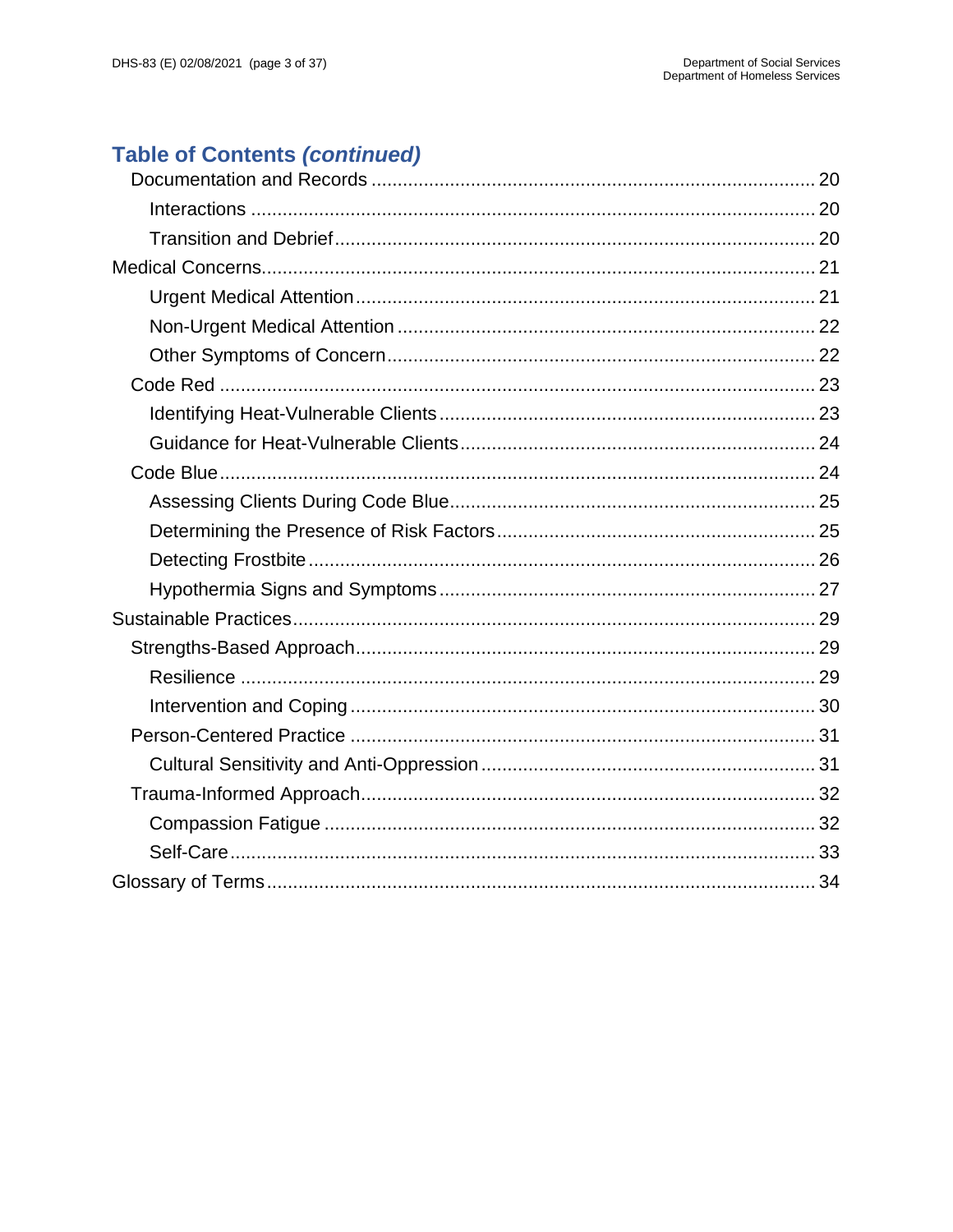## Table of Contents *(continued)*

- Documentation and Records ........ 20
  - Interactions ........ 20
  - Transition and Debrief ........ 20
- Medical Concerns ........ 21
  - Urgent Medical Attention ........ 21
  - Non-Urgent Medical Attention ........ 22
  - Other Symptoms of Concern ........ 22
  - Code Red ........ 23
    - Identifying Heat-Vulnerable Clients ........ 23
    - Guidance for Heat-Vulnerable Clients ........ 24
  - Code Blue ........ 24
    - Assessing Clients During Code Blue ........ 25
    - Determining the Presence of Risk Factors ........ 25
    - Detecting Frostbite ........ 26
    - Hypothermia Signs and Symptoms ........ 27
- Sustainable Practices ........ 29
  - Strengths-Based Approach ........ 29
    - Resilience ........ 29
    - Intervention and Coping ........ 30
  - Person-Centered Practice ........ 31
    - Cultural Sensitivity and Anti-Oppression ........ 31
  - Trauma-Informed Approach ........ 32
    - Compassion Fatigue ........ 32
    - Self-Care ........ 33
- Glossary of Terms ........ 34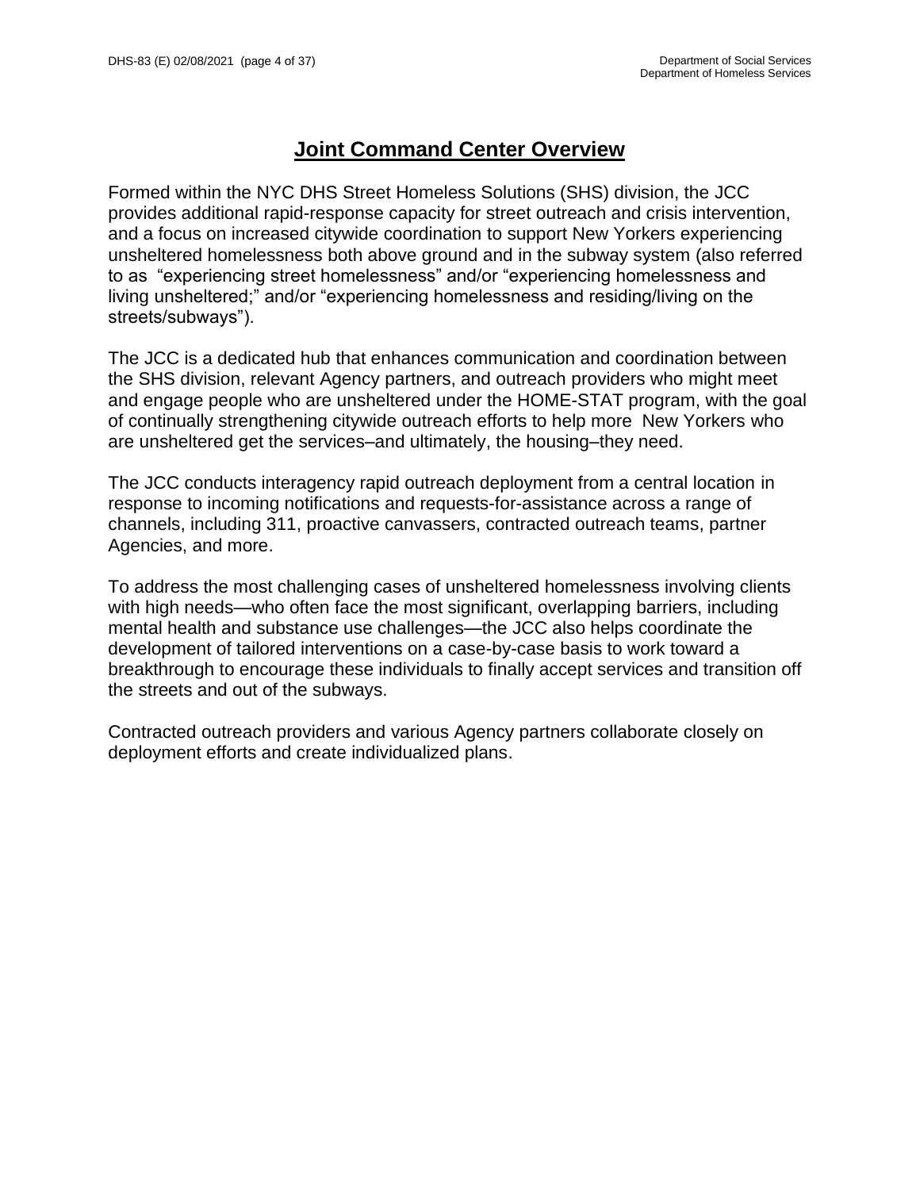# Joint Command Center Overview

Formed within the NYC DHS Street Homeless Solutions (SHS) division, the JCC provides additional rapid-response capacity for street outreach and crisis intervention, and a focus on increased citywide coordination to support New Yorkers experiencing unsheltered homelessness both above ground and in the subway system (also referred to as "experiencing street homelessness" and/or "experiencing homelessness and living unsheltered;" and/or "experiencing homelessness and residing/living on the streets/subways").

The JCC is a dedicated hub that enhances communication and coordination between the SHS division, relevant Agency partners, and outreach providers who might meet and engage people who are unsheltered under the HOME-STAT program, with the goal of continually strengthening citywide outreach efforts to help more New Yorkers who are unsheltered get the services–and ultimately, the housing–they need.

The JCC conducts interagency rapid outreach deployment from a central location in response to incoming notifications and requests-for-assistance across a range of channels, including 311, proactive canvassers, contracted outreach teams, partner Agencies, and more.

To address the most challenging cases of unsheltered homelessness involving clients with high needs—who often face the most significant, overlapping barriers, including mental health and substance use challenges—the JCC also helps coordinate the development of tailored interventions on a case-by-case basis to work toward a breakthrough to encourage these individuals to finally accept services and transition off the streets and out of the subways.

Contracted outreach providers and various Agency partners collaborate closely on deployment efforts and create individualized plans.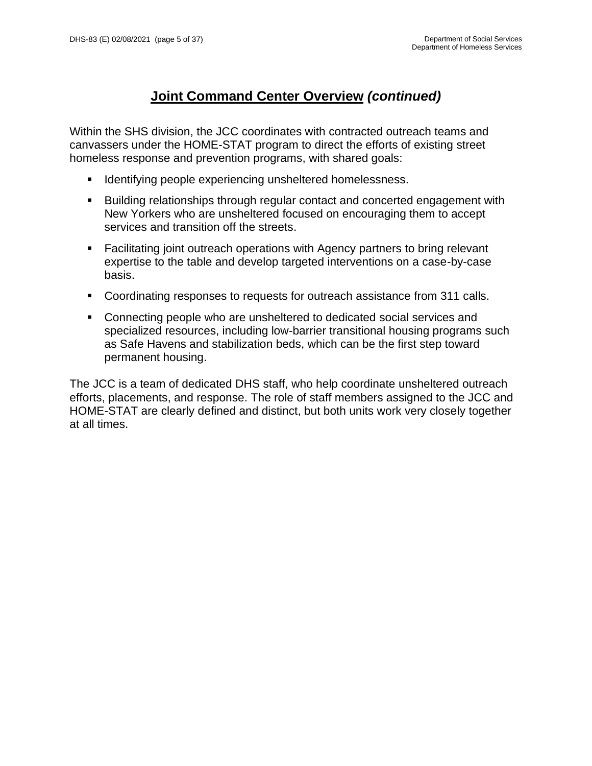## **Joint Command Center Overview** ***(continued)***

Within the SHS division, the JCC coordinates with contracted outreach teams and canvassers under the HOME-STAT program to direct the efforts of existing street homeless response and prevention programs, with shared goals:

- Identifying people experiencing unsheltered homelessness.
- Building relationships through regular contact and concerted engagement with New Yorkers who are unsheltered focused on encouraging them to accept services and transition off the streets.
- Facilitating joint outreach operations with Agency partners to bring relevant expertise to the table and develop targeted interventions on a case-by-case basis.
- Coordinating responses to requests for outreach assistance from 311 calls.
- Connecting people who are unsheltered to dedicated social services and specialized resources, including low-barrier transitional housing programs such as Safe Havens and stabilization beds, which can be the first step toward permanent housing.

The JCC is a team of dedicated DHS staff, who help coordinate unsheltered outreach efforts, placements, and response. The role of staff members assigned to the JCC and HOME-STAT are clearly defined and distinct, but both units work very closely together at all times.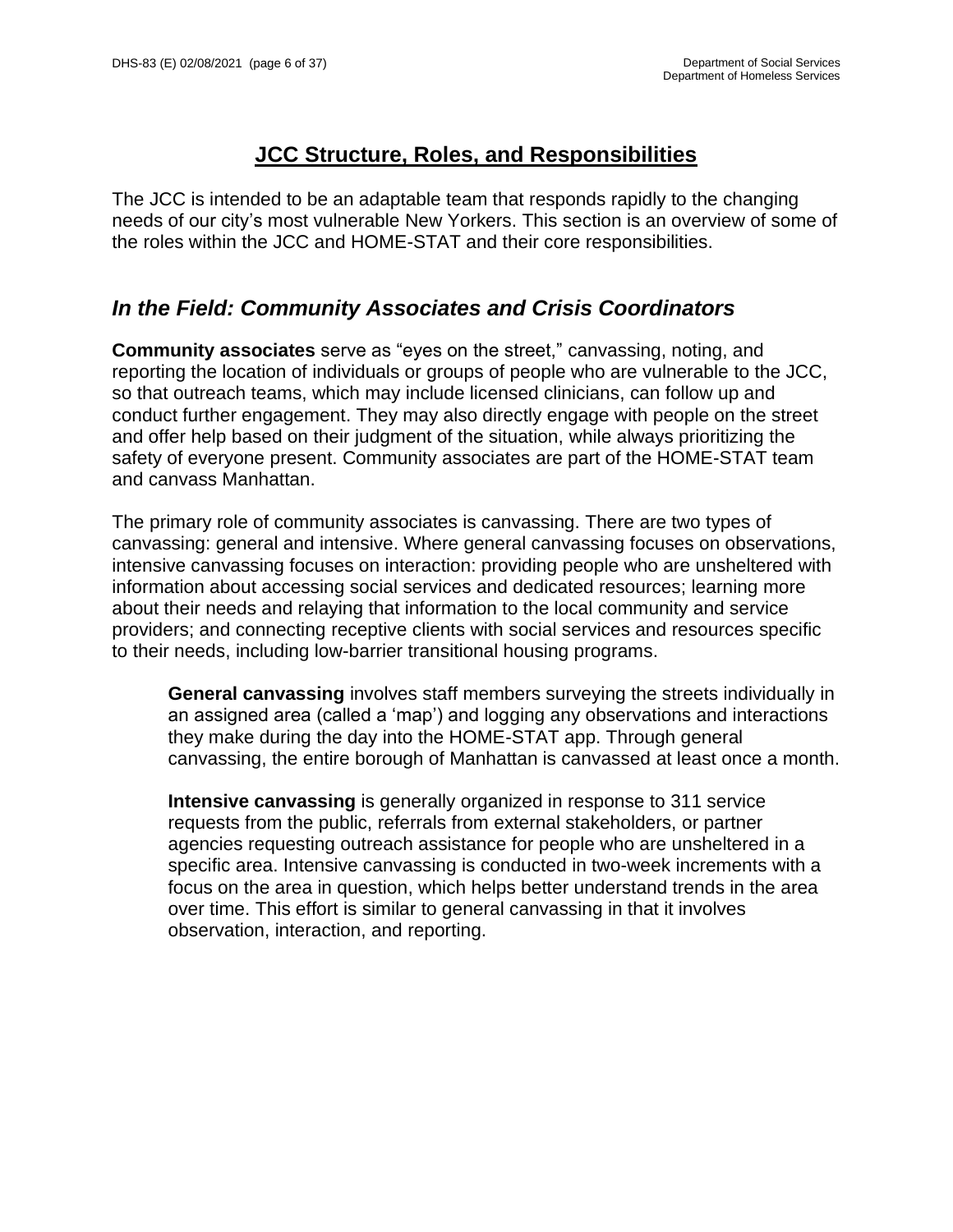# JCC Structure, Roles, and Responsibilities

The JCC is intended to be an adaptable team that responds rapidly to the changing needs of our city's most vulnerable New Yorkers. This section is an overview of some of the roles within the JCC and HOME-STAT and their core responsibilities.

## *In the Field: Community Associates and Crisis Coordinators*

**Community associates** serve as "eyes on the street," canvassing, noting, and reporting the location of individuals or groups of people who are vulnerable to the JCC, so that outreach teams, which may include licensed clinicians, can follow up and conduct further engagement. They may also directly engage with people on the street and offer help based on their judgment of the situation, while always prioritizing the safety of everyone present. Community associates are part of the HOME-STAT team and canvass Manhattan.

The primary role of community associates is canvassing. There are two types of canvassing: general and intensive. Where general canvassing focuses on observations, intensive canvassing focuses on interaction: providing people who are unsheltered with information about accessing social services and dedicated resources; learning more about their needs and relaying that information to the local community and service providers; and connecting receptive clients with social services and resources specific to their needs, including low-barrier transitional housing programs.

> **General canvassing** involves staff members surveying the streets individually in an assigned area (called a 'map') and logging any observations and interactions they make during the day into the HOME-STAT app. Through general canvassing, the entire borough of Manhattan is canvassed at least once a month.
>
> **Intensive canvassing** is generally organized in response to 311 service requests from the public, referrals from external stakeholders, or partner agencies requesting outreach assistance for people who are unsheltered in a specific area. Intensive canvassing is conducted in two-week increments with a focus on the area in question, which helps better understand trends in the area over time. This effort is similar to general canvassing in that it involves observation, interaction, and reporting.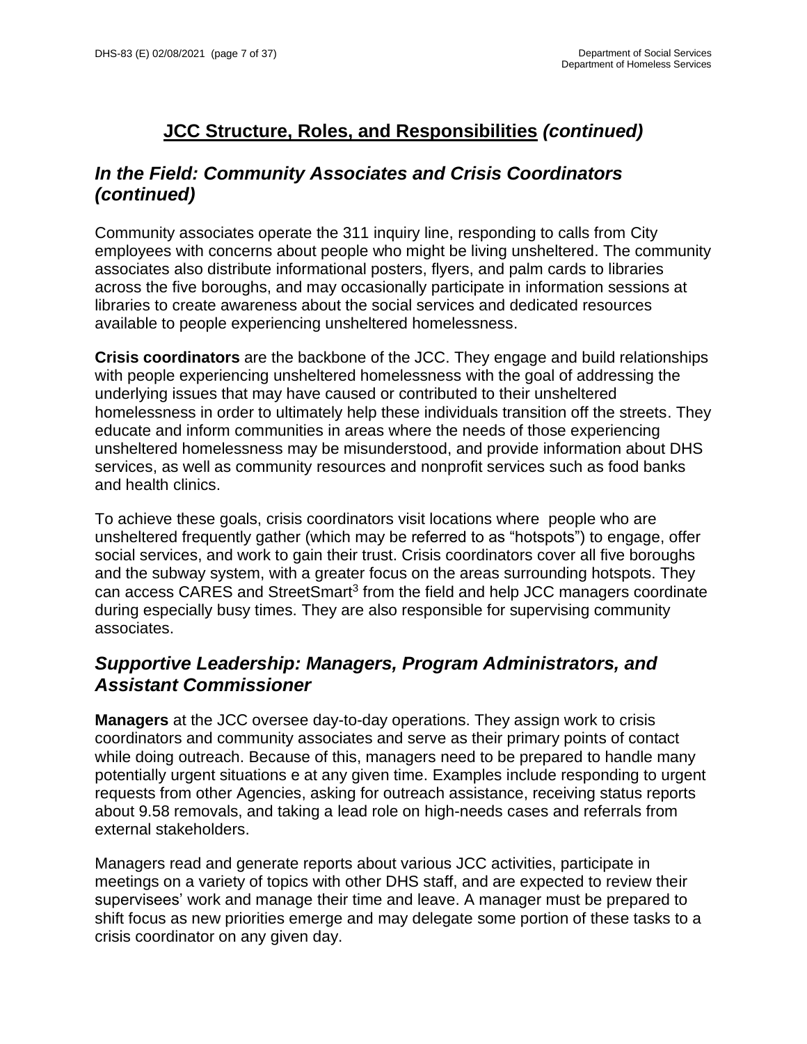## JCC Structure, Roles, and Responsibilities *(continued)*

### *In the Field: Community Associates and Crisis Coordinators (continued)*

Community associates operate the 311 inquiry line, responding to calls from City employees with concerns about people who might be living unsheltered. The community associates also distribute informational posters, flyers, and palm cards to libraries across the five boroughs, and may occasionally participate in information sessions at libraries to create awareness about the social services and dedicated resources available to people experiencing unsheltered homelessness.

**Crisis coordinators** are the backbone of the JCC. They engage and build relationships with people experiencing unsheltered homelessness with the goal of addressing the underlying issues that may have caused or contributed to their unsheltered homelessness in order to ultimately help these individuals transition off the streets. They educate and inform communities in areas where the needs of those experiencing unsheltered homelessness may be misunderstood, and provide information about DHS services, as well as community resources and nonprofit services such as food banks and health clinics.

To achieve these goals, crisis coordinators visit locations where people who are unsheltered frequently gather (which may be referred to as "hotspots") to engage, offer social services, and work to gain their trust. Crisis coordinators cover all five boroughs and the subway system, with a greater focus on the areas surrounding hotspots. They can access CARES and StreetSmart[3] from the field and help JCC managers coordinate during especially busy times. They are also responsible for supervising community associates.

### *Supportive Leadership: Managers, Program Administrators, and Assistant Commissioner*

**Managers** at the JCC oversee day-to-day operations. They assign work to crisis coordinators and community associates and serve as their primary points of contact while doing outreach. Because of this, managers need to be prepared to handle many potentially urgent situations e at any given time. Examples include responding to urgent requests from other Agencies, asking for outreach assistance, receiving status reports about 9.58 removals, and taking a lead role on high-needs cases and referrals from external stakeholders.

Managers read and generate reports about various JCC activities, participate in meetings on a variety of topics with other DHS staff, and are expected to review their supervisees' work and manage their time and leave. A manager must be prepared to shift focus as new priorities emerge and may delegate some portion of these tasks to a crisis coordinator on any given day.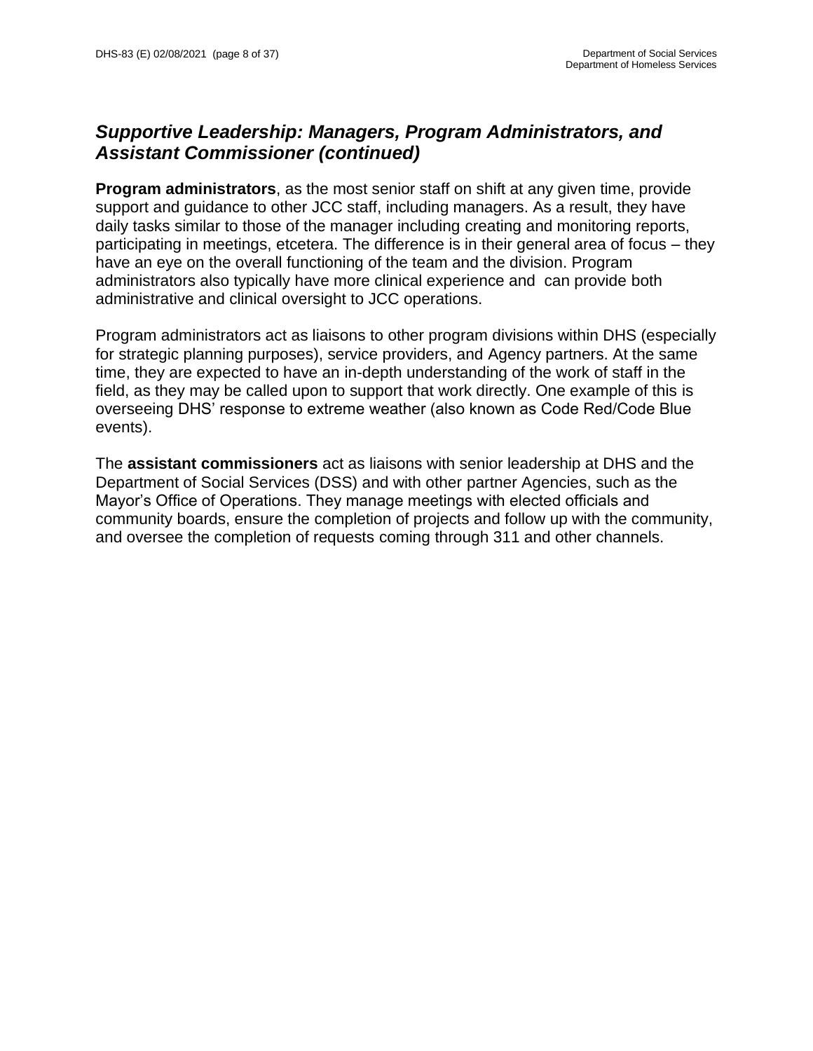## *Supportive Leadership: Managers, Program Administrators, and Assistant Commissioner (continued)*

**Program administrators**, as the most senior staff on shift at any given time, provide support and guidance to other JCC staff, including managers. As a result, they have daily tasks similar to those of the manager including creating and monitoring reports, participating in meetings, etcetera. The difference is in their general area of focus – they have an eye on the overall functioning of the team and the division. Program administrators also typically have more clinical experience and can provide both administrative and clinical oversight to JCC operations.

Program administrators act as liaisons to other program divisions within DHS (especially for strategic planning purposes), service providers, and Agency partners. At the same time, they are expected to have an in-depth understanding of the work of staff in the field, as they may be called upon to support that work directly. One example of this is overseeing DHS' response to extreme weather (also known as Code Red/Code Blue events).

The **assistant commissioners** act as liaisons with senior leadership at DHS and the Department of Social Services (DSS) and with other partner Agencies, such as the Mayor's Office of Operations. They manage meetings with elected officials and community boards, ensure the completion of projects and follow up with the community, and oversee the completion of requests coming through 311 and other channels.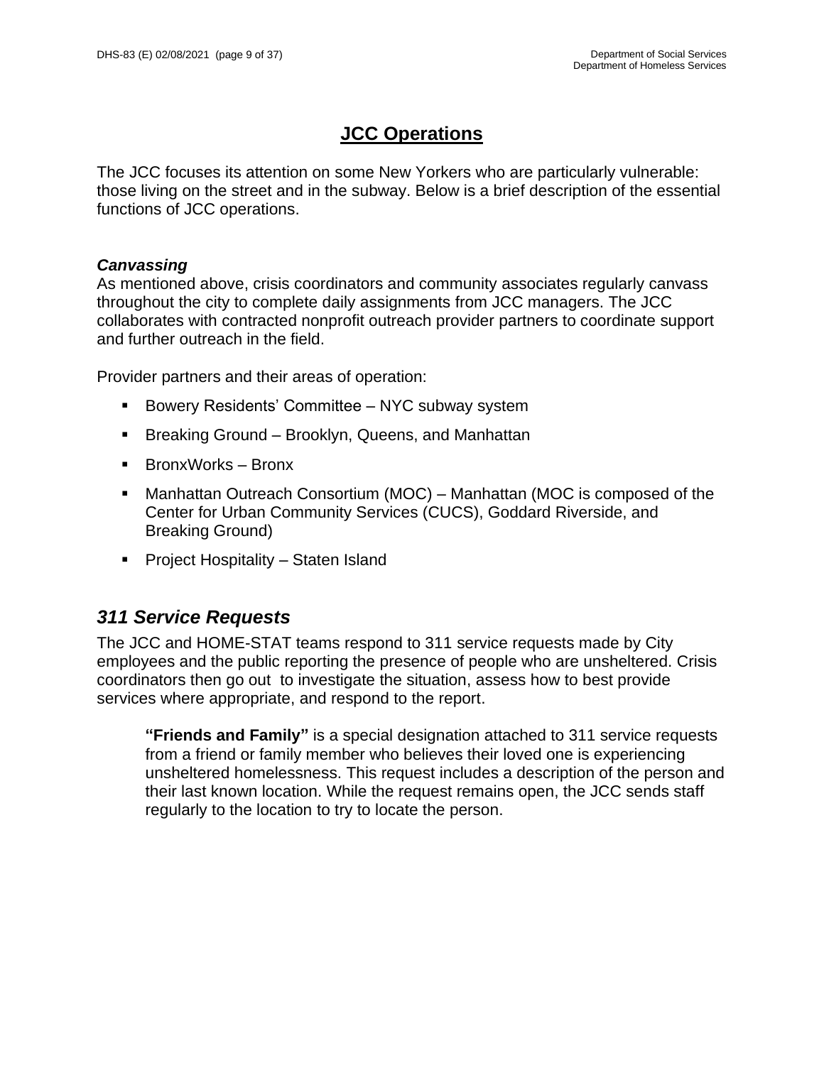# JCC Operations

The JCC focuses its attention on some New Yorkers who are particularly vulnerable: those living on the street and in the subway. Below is a brief description of the essential functions of JCC operations.

### *Canvassing*

As mentioned above, crisis coordinators and community associates regularly canvass throughout the city to complete daily assignments from JCC managers. The JCC collaborates with contracted nonprofit outreach provider partners to coordinate support and further outreach in the field.

Provider partners and their areas of operation:

- Bowery Residents' Committee – NYC subway system
- Breaking Ground – Brooklyn, Queens, and Manhattan
- BronxWorks – Bronx
- Manhattan Outreach Consortium (MOC) – Manhattan (MOC is composed of the Center for Urban Community Services (CUCS), Goddard Riverside, and Breaking Ground)
- Project Hospitality – Staten Island

## *311 Service Requests*

The JCC and HOME-STAT teams respond to 311 service requests made by City employees and the public reporting the presence of people who are unsheltered. Crisis coordinators then go out to investigate the situation, assess how to best provide services where appropriate, and respond to the report.

> **"Friends and Family"** is a special designation attached to 311 service requests from a friend or family member who believes their loved one is experiencing unsheltered homelessness. This request includes a description of the person and their last known location. While the request remains open, the JCC sends staff regularly to the location to try to locate the person.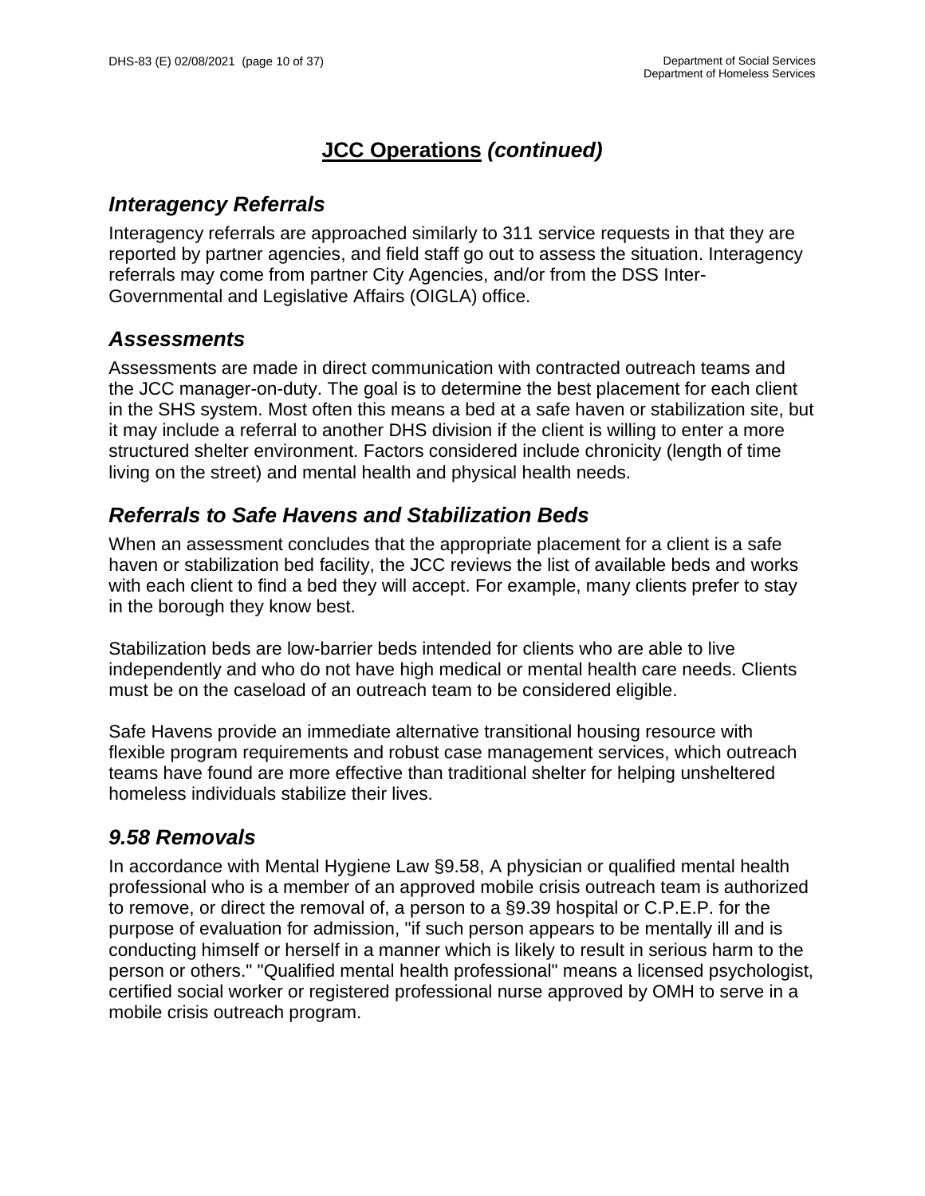## **JCC Operations** *(continued)*

### *Interagency Referrals*

Interagency referrals are approached similarly to 311 service requests in that they are reported by partner agencies, and field staff go out to assess the situation. Interagency referrals may come from partner City Agencies, and/or from the DSS Inter-Governmental and Legislative Affairs (OIGLA) office.

### *Assessments*

Assessments are made in direct communication with contracted outreach teams and the JCC manager-on-duty. The goal is to determine the best placement for each client in the SHS system. Most often this means a bed at a safe haven or stabilization site, but it may include a referral to another DHS division if the client is willing to enter a more structured shelter environment. Factors considered include chronicity (length of time living on the street) and mental health and physical health needs.

### *Referrals to Safe Havens and Stabilization Beds*

When an assessment concludes that the appropriate placement for a client is a safe haven or stabilization bed facility, the JCC reviews the list of available beds and works with each client to find a bed they will accept. For example, many clients prefer to stay in the borough they know best.

Stabilization beds are low-barrier beds intended for clients who are able to live independently and who do not have high medical or mental health care needs. Clients must be on the caseload of an outreach team to be considered eligible.

Safe Havens provide an immediate alternative transitional housing resource with flexible program requirements and robust case management services, which outreach teams have found are more effective than traditional shelter for helping unsheltered homeless individuals stabilize their lives.

### *9.58 Removals*

In accordance with Mental Hygiene Law §9.58, A physician or qualified mental health professional who is a member of an approved mobile crisis outreach team is authorized to remove, or direct the removal of, a person to a §9.39 hospital or C.P.E.P. for the purpose of evaluation for admission, "if such person appears to be mentally ill and is conducting himself or herself in a manner which is likely to result in serious harm to the person or others." "Qualified mental health professional" means a licensed psychologist, certified social worker or registered professional nurse approved by OMH to serve in a mobile crisis outreach program.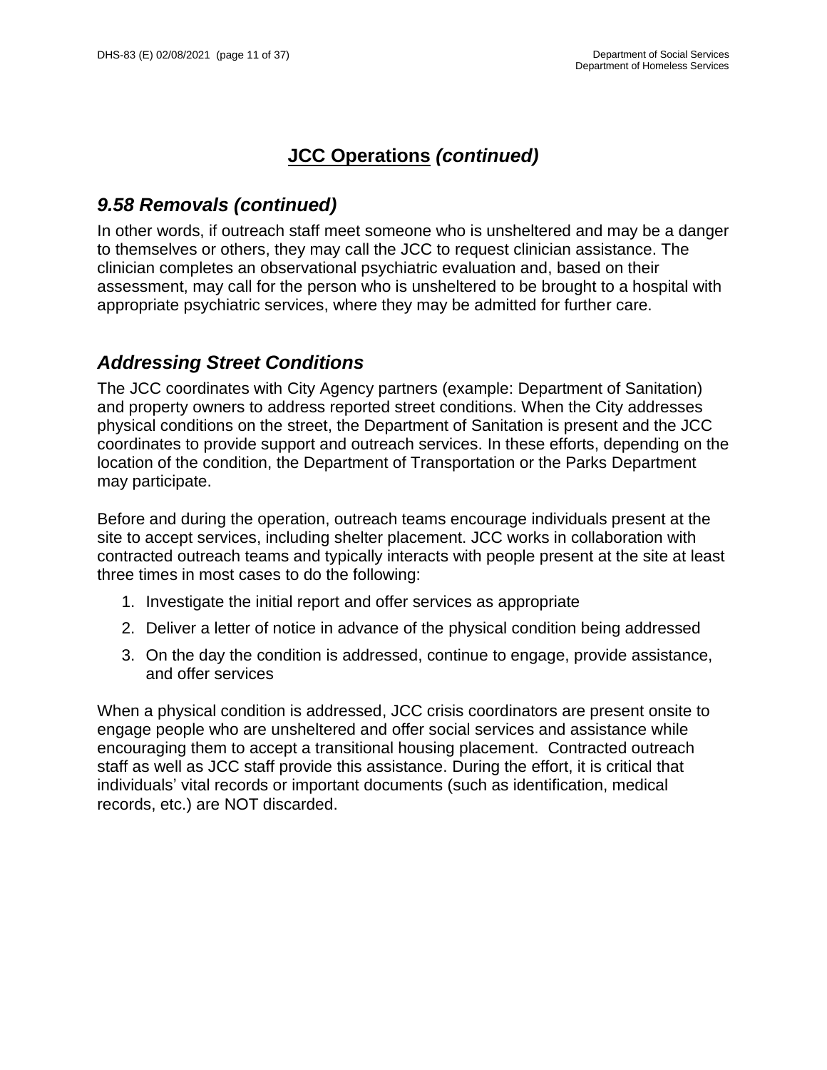# **JCC Operations** *(continued)*

## *9.58 Removals (continued)*

In other words, if outreach staff meet someone who is unsheltered and may be a danger to themselves or others, they may call the JCC to request clinician assistance. The clinician completes an observational psychiatric evaluation and, based on their assessment, may call for the person who is unsheltered to be brought to a hospital with appropriate psychiatric services, where they may be admitted for further care.

## *Addressing Street Conditions*

The JCC coordinates with City Agency partners (example: Department of Sanitation) and property owners to address reported street conditions. When the City addresses physical conditions on the street, the Department of Sanitation is present and the JCC coordinates to provide support and outreach services. In these efforts, depending on the location of the condition, the Department of Transportation or the Parks Department may participate.

Before and during the operation, outreach teams encourage individuals present at the site to accept services, including shelter placement. JCC works in collaboration with contracted outreach teams and typically interacts with people present at the site at least three times in most cases to do the following:

1. Investigate the initial report and offer services as appropriate
2. Deliver a letter of notice in advance of the physical condition being addressed
3. On the day the condition is addressed, continue to engage, provide assistance, and offer services

When a physical condition is addressed, JCC crisis coordinators are present onsite to engage people who are unsheltered and offer social services and assistance while encouraging them to accept a transitional housing placement. Contracted outreach staff as well as JCC staff provide this assistance. During the effort, it is critical that individuals' vital records or important documents (such as identification, medical records, etc.) are NOT discarded.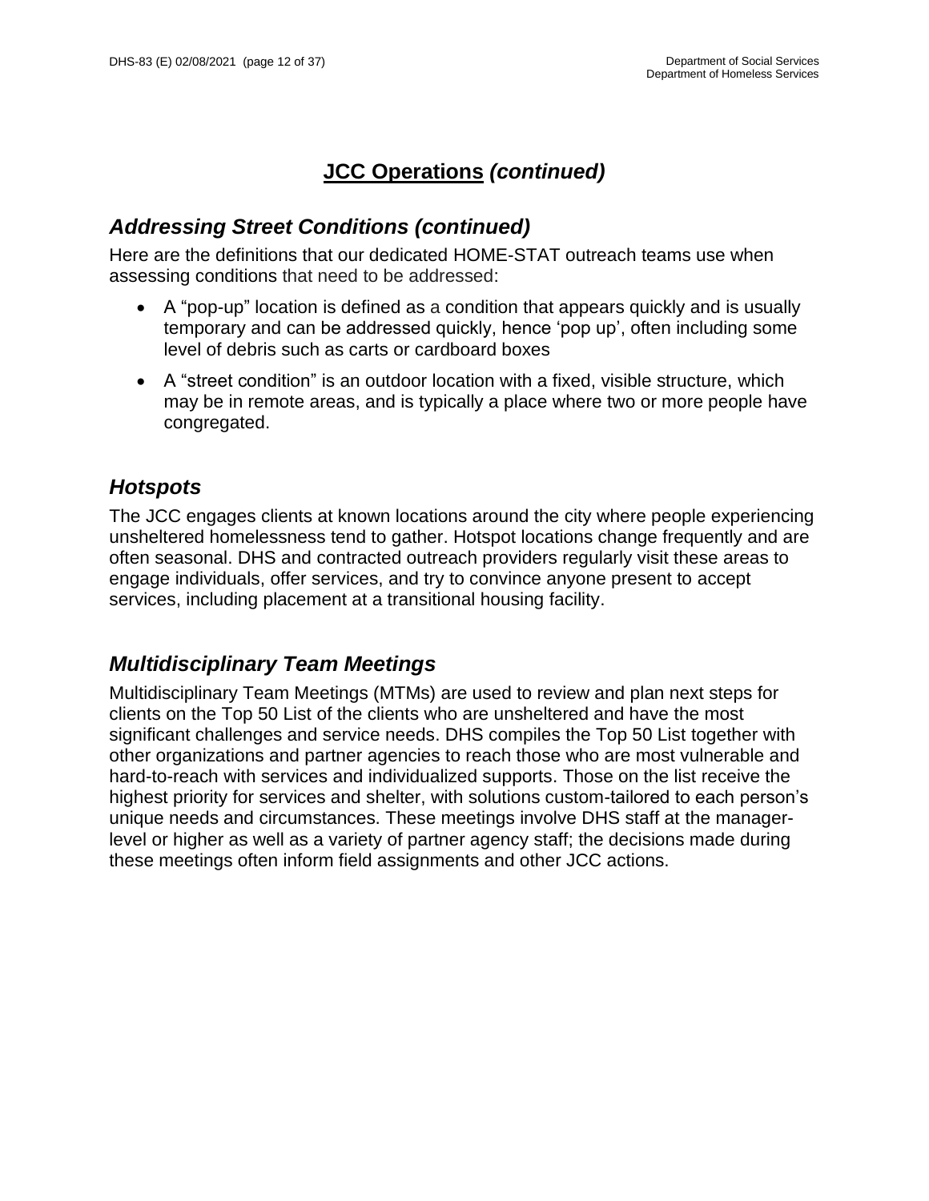# **JCC Operations** *(continued)*

## *Addressing Street Conditions (continued)*

Here are the definitions that our dedicated HOME-STAT outreach teams use when assessing conditions that need to be addressed:

- A "pop-up" location is defined as a condition that appears quickly and is usually temporary and can be addressed quickly, hence 'pop up', often including some level of debris such as carts or cardboard boxes
- A "street condition" is an outdoor location with a fixed, visible structure, which may be in remote areas, and is typically a place where two or more people have congregated.

## *Hotspots*

The JCC engages clients at known locations around the city where people experiencing unsheltered homelessness tend to gather. Hotspot locations change frequently and are often seasonal. DHS and contracted outreach providers regularly visit these areas to engage individuals, offer services, and try to convince anyone present to accept services, including placement at a transitional housing facility.

## *Multidisciplinary Team Meetings*

Multidisciplinary Team Meetings (MTMs) are used to review and plan next steps for clients on the Top 50 List of the clients who are unsheltered and have the most significant challenges and service needs. DHS compiles the Top 50 List together with other organizations and partner agencies to reach those who are most vulnerable and hard-to-reach with services and individualized supports. Those on the list receive the highest priority for services and shelter, with solutions custom-tailored to each person's unique needs and circumstances. These meetings involve DHS staff at the manager-level or higher as well as a variety of partner agency staff; the decisions made during these meetings often inform field assignments and other JCC actions.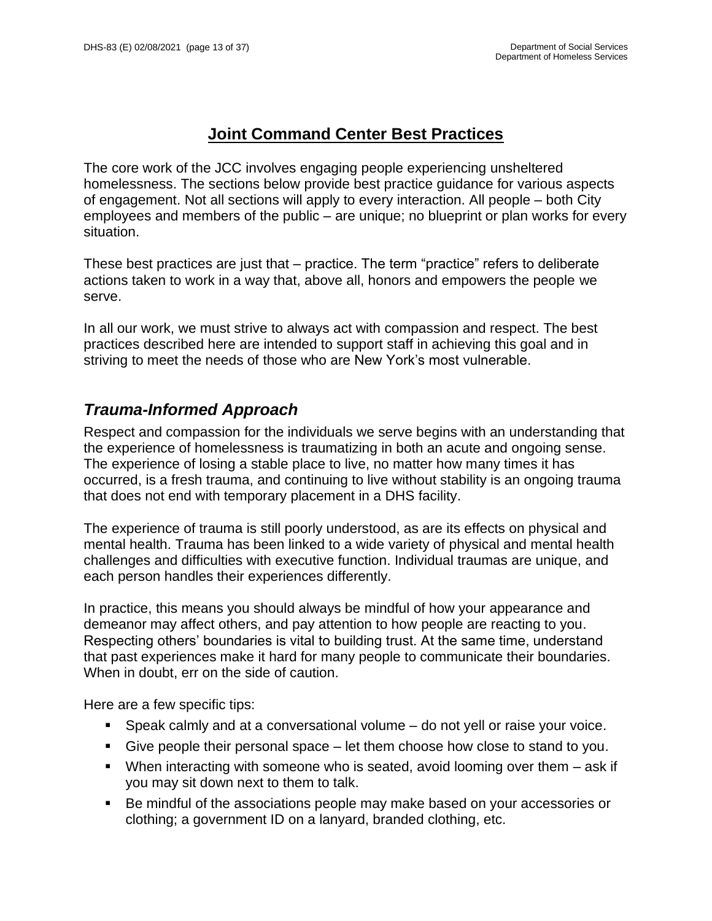# Joint Command Center Best Practices

The core work of the JCC involves engaging people experiencing unsheltered homelessness. The sections below provide best practice guidance for various aspects of engagement. Not all sections will apply to every interaction. All people – both City employees and members of the public – are unique; no blueprint or plan works for every situation.

These best practices are just that – practice. The term "practice" refers to deliberate actions taken to work in a way that, above all, honors and empowers the people we serve.

In all our work, we must strive to always act with compassion and respect. The best practices described here are intended to support staff in achieving this goal and in striving to meet the needs of those who are New York's most vulnerable.

## *Trauma-Informed Approach*

Respect and compassion for the individuals we serve begins with an understanding that the experience of homelessness is traumatizing in both an acute and ongoing sense. The experience of losing a stable place to live, no matter how many times it has occurred, is a fresh trauma, and continuing to live without stability is an ongoing trauma that does not end with temporary placement in a DHS facility.

The experience of trauma is still poorly understood, as are its effects on physical and mental health. Trauma has been linked to a wide variety of physical and mental health challenges and difficulties with executive function. Individual traumas are unique, and each person handles their experiences differently.

In practice, this means you should always be mindful of how your appearance and demeanor may affect others, and pay attention to how people are reacting to you. Respecting others' boundaries is vital to building trust. At the same time, understand that past experiences make it hard for many people to communicate their boundaries. When in doubt, err on the side of caution.

Here are a few specific tips:

- Speak calmly and at a conversational volume – do not yell or raise your voice.
- Give people their personal space – let them choose how close to stand to you.
- When interacting with someone who is seated, avoid looming over them – ask if you may sit down next to them to talk.
- Be mindful of the associations people may make based on your accessories or clothing; a government ID on a lanyard, branded clothing, etc.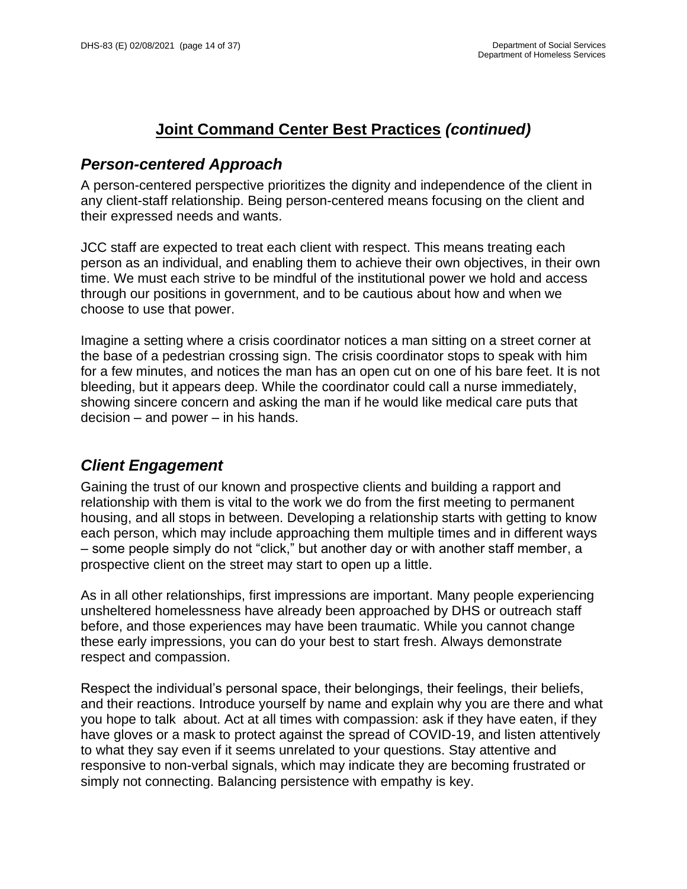# Joint Command Center Best Practices *(continued)*

## *Person-centered Approach*

A person-centered perspective prioritizes the dignity and independence of the client in any client-staff relationship. Being person-centered means focusing on the client and their expressed needs and wants.

JCC staff are expected to treat each client with respect. This means treating each person as an individual, and enabling them to achieve their own objectives, in their own time. We must each strive to be mindful of the institutional power we hold and access through our positions in government, and to be cautious about how and when we choose to use that power.

Imagine a setting where a crisis coordinator notices a man sitting on a street corner at the base of a pedestrian crossing sign. The crisis coordinator stops to speak with him for a few minutes, and notices the man has an open cut on one of his bare feet. It is not bleeding, but it appears deep. While the coordinator could call a nurse immediately, showing sincere concern and asking the man if he would like medical care puts that decision – and power – in his hands.

## *Client Engagement*

Gaining the trust of our known and prospective clients and building a rapport and relationship with them is vital to the work we do from the first meeting to permanent housing, and all stops in between. Developing a relationship starts with getting to know each person, which may include approaching them multiple times and in different ways – some people simply do not "click," but another day or with another staff member, a prospective client on the street may start to open up a little.

As in all other relationships, first impressions are important. Many people experiencing unsheltered homelessness have already been approached by DHS or outreach staff before, and those experiences may have been traumatic. While you cannot change these early impressions, you can do your best to start fresh. Always demonstrate respect and compassion.

Respect the individual's personal space, their belongings, their feelings, their beliefs, and their reactions. Introduce yourself by name and explain why you are there and what you hope to talk about. Act at all times with compassion: ask if they have eaten, if they have gloves or a mask to protect against the spread of COVID-19, and listen attentively to what they say even if it seems unrelated to your questions. Stay attentive and responsive to non-verbal signals, which may indicate they are becoming frustrated or simply not connecting. Balancing persistence with empathy is key.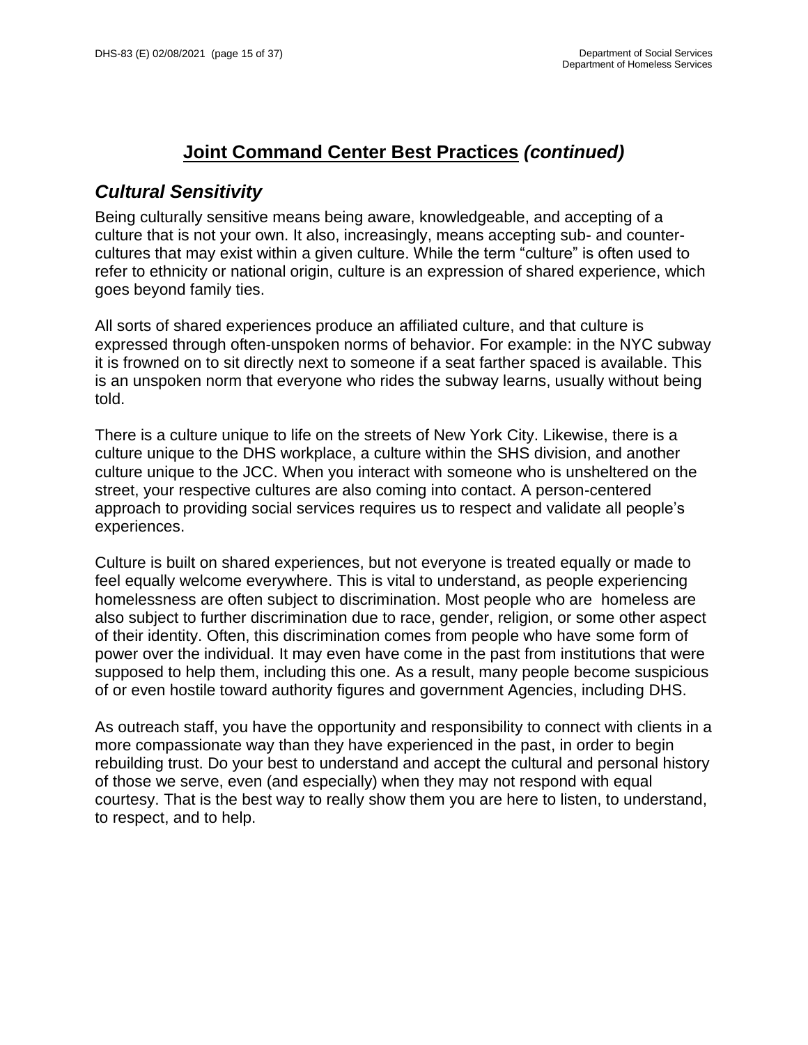## **Joint Command Center Best Practices** ***(continued)***

### ***Cultural Sensitivity***

Being culturally sensitive means being aware, knowledgeable, and accepting of a culture that is not your own. It also, increasingly, means accepting sub- and counter-cultures that may exist within a given culture. While the term "culture" is often used to refer to ethnicity or national origin, culture is an expression of shared experience, which goes beyond family ties.

All sorts of shared experiences produce an affiliated culture, and that culture is expressed through often-unspoken norms of behavior. For example: in the NYC subway it is frowned on to sit directly next to someone if a seat farther spaced is available. This is an unspoken norm that everyone who rides the subway learns, usually without being told.

There is a culture unique to life on the streets of New York City. Likewise, there is a culture unique to the DHS workplace, a culture within the SHS division, and another culture unique to the JCC. When you interact with someone who is unsheltered on the street, your respective cultures are also coming into contact. A person-centered approach to providing social services requires us to respect and validate all people's experiences.

Culture is built on shared experiences, but not everyone is treated equally or made to feel equally welcome everywhere. This is vital to understand, as people experiencing homelessness are often subject to discrimination. Most people who are homeless are also subject to further discrimination due to race, gender, religion, or some other aspect of their identity. Often, this discrimination comes from people who have some form of power over the individual. It may even have come in the past from institutions that were supposed to help them, including this one. As a result, many people become suspicious of or even hostile toward authority figures and government Agencies, including DHS.

As outreach staff, you have the opportunity and responsibility to connect with clients in a more compassionate way than they have experienced in the past, in order to begin rebuilding trust. Do your best to understand and accept the cultural and personal history of those we serve, even (and especially) when they may not respond with equal courtesy. That is the best way to really show them you are here to listen, to understand, to respect, and to help.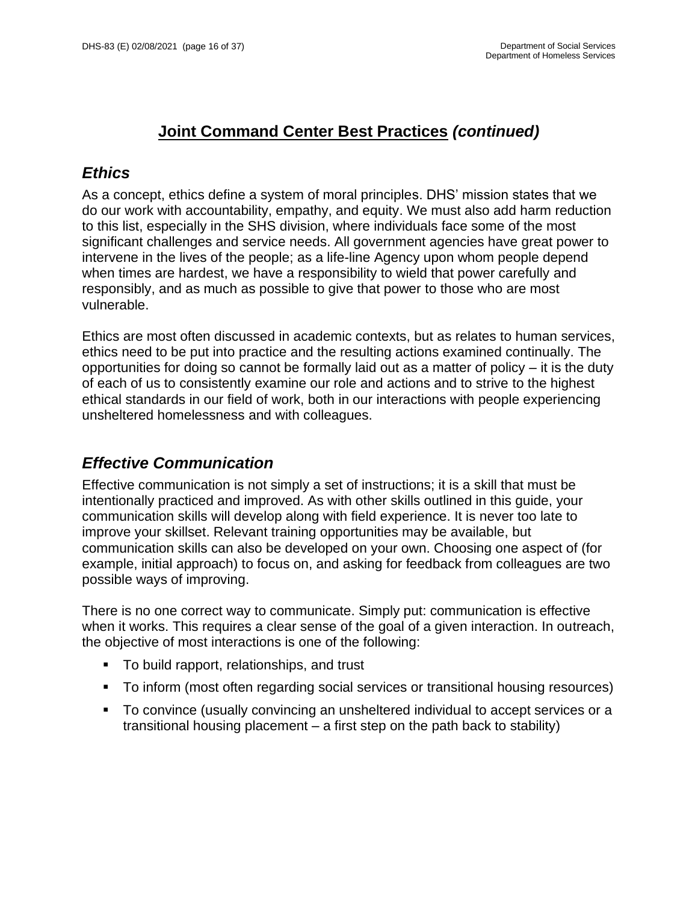# **Joint Command Center Best Practices** ***(continued)***

## *Ethics*

As a concept, ethics define a system of moral principles. DHS' mission states that we do our work with accountability, empathy, and equity. We must also add harm reduction to this list, especially in the SHS division, where individuals face some of the most significant challenges and service needs. All government agencies have great power to intervene in the lives of the people; as a life-line Agency upon whom people depend when times are hardest, we have a responsibility to wield that power carefully and responsibly, and as much as possible to give that power to those who are most vulnerable.

Ethics are most often discussed in academic contexts, but as relates to human services, ethics need to be put into practice and the resulting actions examined continually. The opportunities for doing so cannot be formally laid out as a matter of policy – it is the duty of each of us to consistently examine our role and actions and to strive to the highest ethical standards in our field of work, both in our interactions with people experiencing unsheltered homelessness and with colleagues.

## *Effective Communication*

Effective communication is not simply a set of instructions; it is a skill that must be intentionally practiced and improved. As with other skills outlined in this guide, your communication skills will develop along with field experience. It is never too late to improve your skillset. Relevant training opportunities may be available, but communication skills can also be developed on your own. Choosing one aspect of (for example, initial approach) to focus on, and asking for feedback from colleagues are two possible ways of improving.

There is no one correct way to communicate. Simply put: communication is effective when it works. This requires a clear sense of the goal of a given interaction. In outreach, the objective of most interactions is one of the following:

- To build rapport, relationships, and trust
- To inform (most often regarding social services or transitional housing resources)
- To convince (usually convincing an unsheltered individual to accept services or a transitional housing placement – a first step on the path back to stability)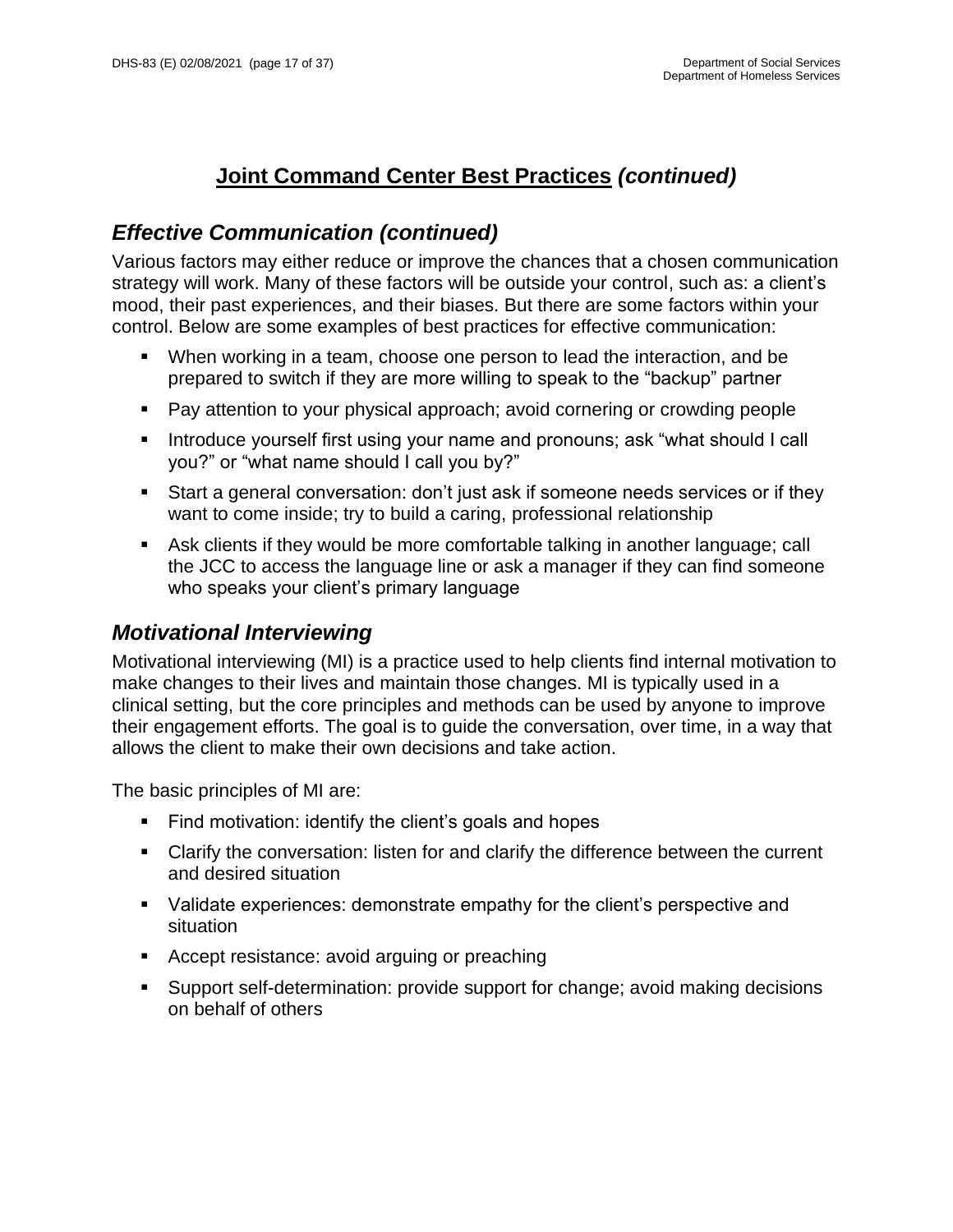# **Joint Command Center Best Practices** *(continued)*

## *Effective Communication (continued)*

Various factors may either reduce or improve the chances that a chosen communication strategy will work. Many of these factors will be outside your control, such as: a client's mood, their past experiences, and their biases. But there are some factors within your control. Below are some examples of best practices for effective communication:

- When working in a team, choose one person to lead the interaction, and be prepared to switch if they are more willing to speak to the "backup" partner
- Pay attention to your physical approach; avoid cornering or crowding people
- Introduce yourself first using your name and pronouns; ask "what should I call you?" or "what name should I call you by?"
- Start a general conversation: don't just ask if someone needs services or if they want to come inside; try to build a caring, professional relationship
- Ask clients if they would be more comfortable talking in another language; call the JCC to access the language line or ask a manager if they can find someone who speaks your client's primary language

## *Motivational Interviewing*

Motivational interviewing (MI) is a practice used to help clients find internal motivation to make changes to their lives and maintain those changes. MI is typically used in a clinical setting, but the core principles and methods can be used by anyone to improve their engagement efforts. The goal is to guide the conversation, over time, in a way that allows the client to make their own decisions and take action.

The basic principles of MI are:

- Find motivation: identify the client's goals and hopes
- Clarify the conversation: listen for and clarify the difference between the current and desired situation
- Validate experiences: demonstrate empathy for the client's perspective and situation
- Accept resistance: avoid arguing or preaching
- Support self-determination: provide support for change; avoid making decisions on behalf of others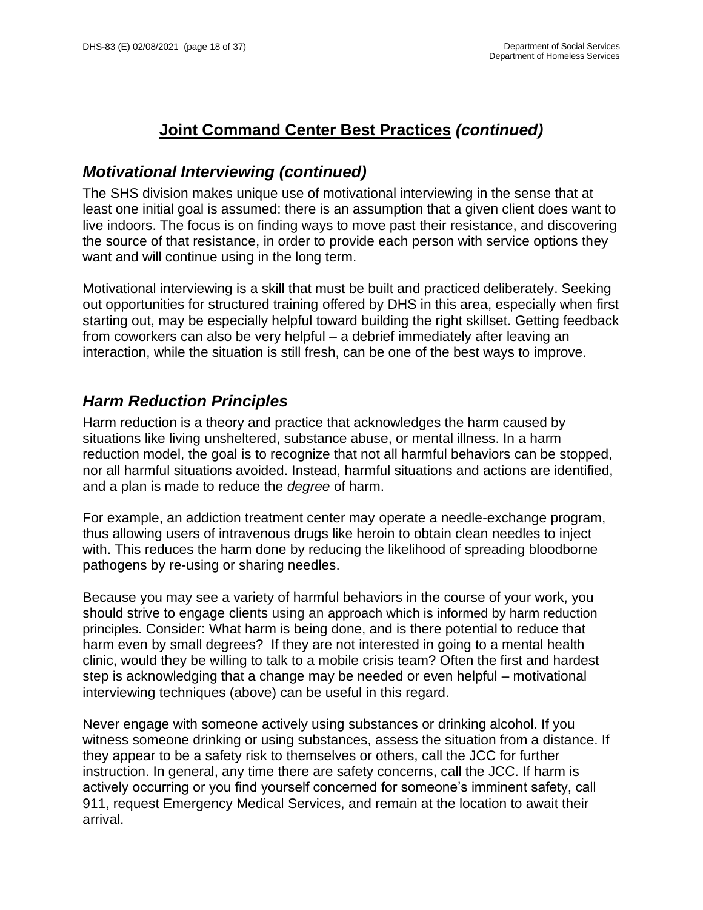## **Joint Command Center Best Practices** *(continued)*

### *Motivational Interviewing (continued)*

The SHS division makes unique use of motivational interviewing in the sense that at least one initial goal is assumed: there is an assumption that a given client does want to live indoors. The focus is on finding ways to move past their resistance, and discovering the source of that resistance, in order to provide each person with service options they want and will continue using in the long term.

Motivational interviewing is a skill that must be built and practiced deliberately. Seeking out opportunities for structured training offered by DHS in this area, especially when first starting out, may be especially helpful toward building the right skillset. Getting feedback from coworkers can also be very helpful – a debrief immediately after leaving an interaction, while the situation is still fresh, can be one of the best ways to improve.

### *Harm Reduction Principles*

Harm reduction is a theory and practice that acknowledges the harm caused by situations like living unsheltered, substance abuse, or mental illness. In a harm reduction model, the goal is to recognize that not all harmful behaviors can be stopped, nor all harmful situations avoided. Instead, harmful situations and actions are identified, and a plan is made to reduce the *degree* of harm.

For example, an addiction treatment center may operate a needle-exchange program, thus allowing users of intravenous drugs like heroin to obtain clean needles to inject with. This reduces the harm done by reducing the likelihood of spreading bloodborne pathogens by re-using or sharing needles.

Because you may see a variety of harmful behaviors in the course of your work, you should strive to engage clients using an approach which is informed by harm reduction principles. Consider: What harm is being done, and is there potential to reduce that harm even by small degrees? If they are not interested in going to a mental health clinic, would they be willing to talk to a mobile crisis team? Often the first and hardest step is acknowledging that a change may be needed or even helpful – motivational interviewing techniques (above) can be useful in this regard.

Never engage with someone actively using substances or drinking alcohol. If you witness someone drinking or using substances, assess the situation from a distance. If they appear to be a safety risk to themselves or others, call the JCC for further instruction. In general, any time there are safety concerns, call the JCC. If harm is actively occurring or you find yourself concerned for someone's imminent safety, call 911, request Emergency Medical Services, and remain at the location to await their arrival.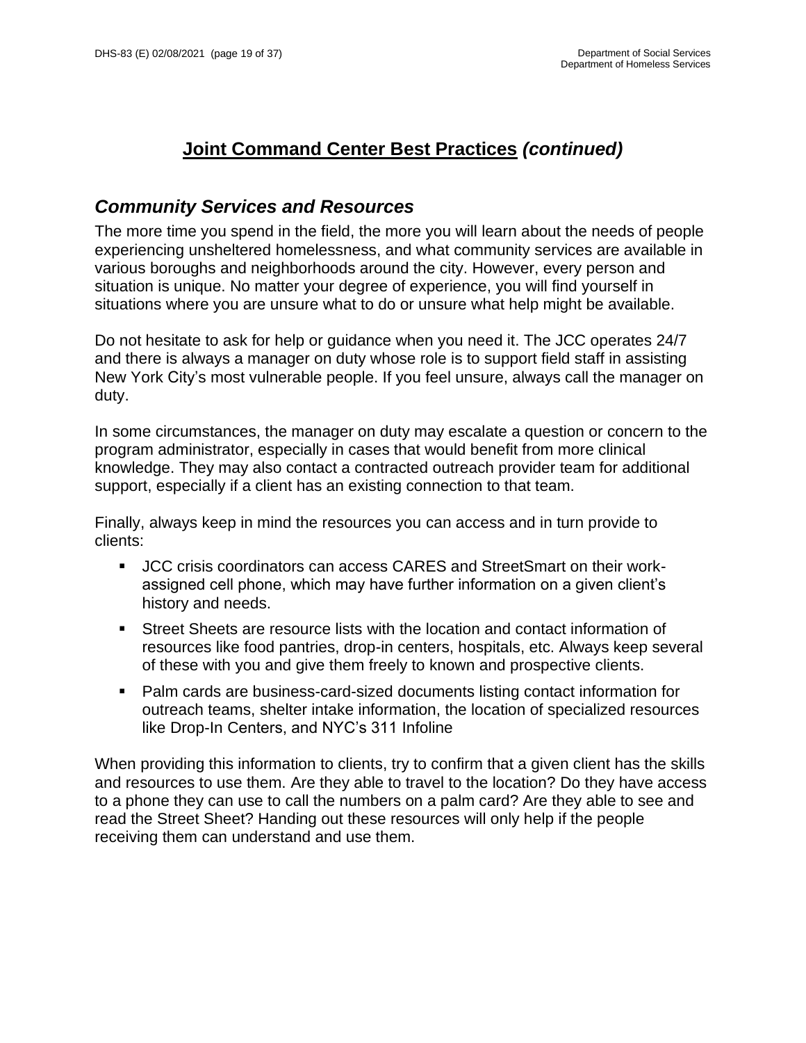# **Joint Command Center Best Practices** ***(continued)***

## ***Community Services and Resources***

The more time you spend in the field, the more you will learn about the needs of people experiencing unsheltered homelessness, and what community services are available in various boroughs and neighborhoods around the city. However, every person and situation is unique. No matter your degree of experience, you will find yourself in situations where you are unsure what to do or unsure what help might be available.

Do not hesitate to ask for help or guidance when you need it. The JCC operates 24/7 and there is always a manager on duty whose role is to support field staff in assisting New York City's most vulnerable people. If you feel unsure, always call the manager on duty.

In some circumstances, the manager on duty may escalate a question or concern to the program administrator, especially in cases that would benefit from more clinical knowledge. They may also contact a contracted outreach provider team for additional support, especially if a client has an existing connection to that team.

Finally, always keep in mind the resources you can access and in turn provide to clients:

- JCC crisis coordinators can access CARES and StreetSmart on their work-assigned cell phone, which may have further information on a given client's history and needs.
- Street Sheets are resource lists with the location and contact information of resources like food pantries, drop-in centers, hospitals, etc. Always keep several of these with you and give them freely to known and prospective clients.
- Palm cards are business-card-sized documents listing contact information for outreach teams, shelter intake information, the location of specialized resources like Drop-In Centers, and NYC's 311 Infoline

When providing this information to clients, try to confirm that a given client has the skills and resources to use them. Are they able to travel to the location? Do they have access to a phone they can use to call the numbers on a palm card? Are they able to see and read the Street Sheet? Handing out these resources will only help if the people receiving them can understand and use them.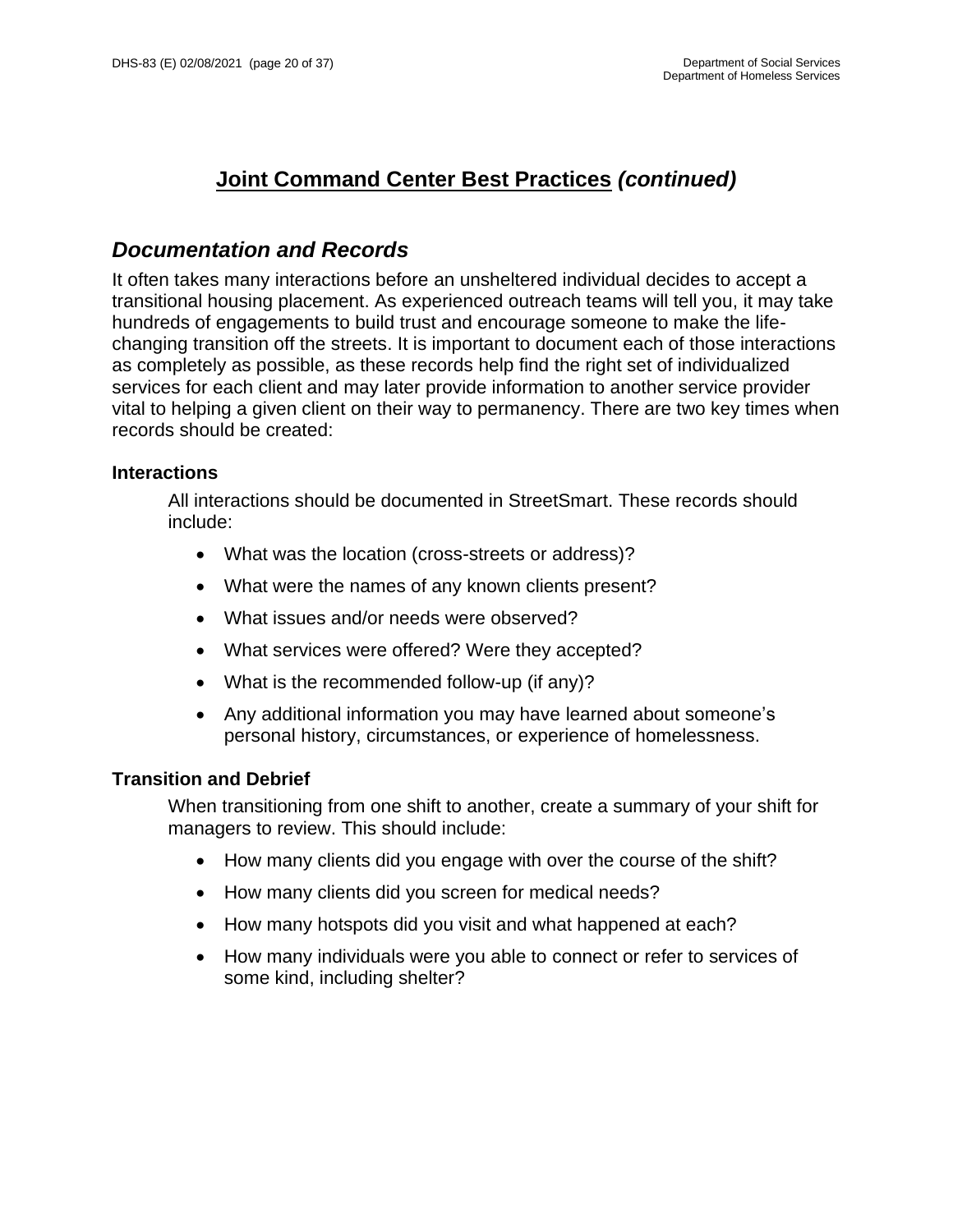# **Joint Command Center Best Practices** *(continued)*

## *Documentation and Records*

It often takes many interactions before an unsheltered individual decides to accept a transitional housing placement. As experienced outreach teams will tell you, it may take hundreds of engagements to build trust and encourage someone to make the life-changing transition off the streets. It is important to document each of those interactions as completely as possible, as these records help find the right set of individualized services for each client and may later provide information to another service provider vital to helping a given client on their way to permanency. There are two key times when records should be created:

### Interactions

All interactions should be documented in StreetSmart. These records should include:

- What was the location (cross-streets or address)?
- What were the names of any known clients present?
- What issues and/or needs were observed?
- What services were offered? Were they accepted?
- What is the recommended follow-up (if any)?
- Any additional information you may have learned about someone's personal history, circumstances, or experience of homelessness.

### Transition and Debrief

When transitioning from one shift to another, create a summary of your shift for managers to review. This should include:

- How many clients did you engage with over the course of the shift?
- How many clients did you screen for medical needs?
- How many hotspots did you visit and what happened at each?
- How many individuals were you able to connect or refer to services of some kind, including shelter?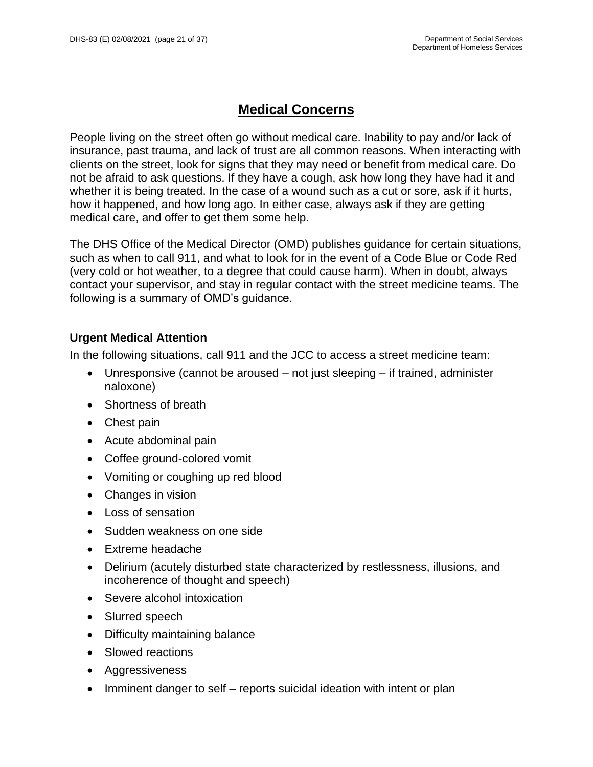# Medical Concerns

People living on the street often go without medical care. Inability to pay and/or lack of insurance, past trauma, and lack of trust are all common reasons. When interacting with clients on the street, look for signs that they may need or benefit from medical care. Do not be afraid to ask questions. If they have a cough, ask how long they have had it and whether it is being treated. In the case of a wound such as a cut or sore, ask if it hurts, how it happened, and how long ago. In either case, always ask if they are getting medical care, and offer to get them some help.

The DHS Office of the Medical Director (OMD) publishes guidance for certain situations, such as when to call 911, and what to look for in the event of a Code Blue or Code Red (very cold or hot weather, to a degree that could cause harm). When in doubt, always contact your supervisor, and stay in regular contact with the street medicine teams. The following is a summary of OMD's guidance.

### Urgent Medical Attention

In the following situations, call 911 and the JCC to access a street medicine team:

- Unresponsive (cannot be aroused – not just sleeping – if trained, administer naloxone)
- Shortness of breath
- Chest pain
- Acute abdominal pain
- Coffee ground-colored vomit
- Vomiting or coughing up red blood
- Changes in vision
- Loss of sensation
- Sudden weakness on one side
- Extreme headache
- Delirium (acutely disturbed state characterized by restlessness, illusions, and incoherence of thought and speech)
- Severe alcohol intoxication
- Slurred speech
- Difficulty maintaining balance
- Slowed reactions
- Aggressiveness
- Imminent danger to self – reports suicidal ideation with intent or plan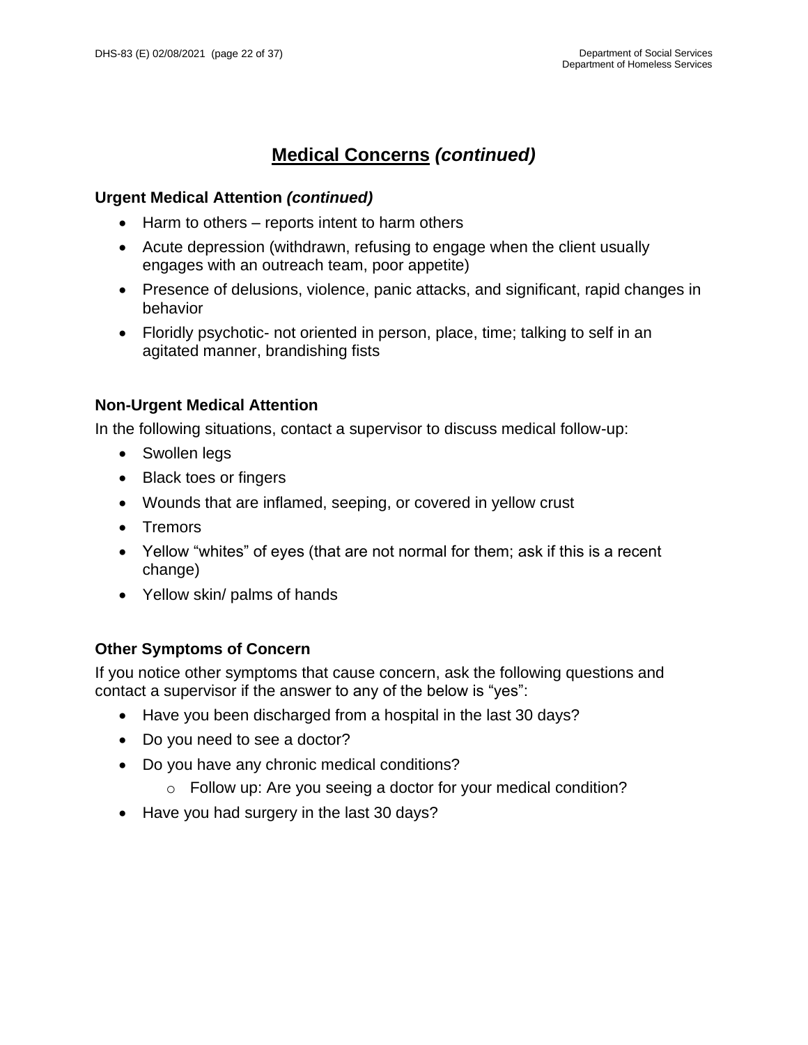# **Medical Concerns *(continued)***

### Urgent Medical Attention *(continued)*

- Harm to others – reports intent to harm others
- Acute depression (withdrawn, refusing to engage when the client usually engages with an outreach team, poor appetite)
- Presence of delusions, violence, panic attacks, and significant, rapid changes in behavior
- Floridly psychotic- not oriented in person, place, time; talking to self in an agitated manner, brandishing fists

### Non-Urgent Medical Attention

In the following situations, contact a supervisor to discuss medical follow-up:

- Swollen legs
- Black toes or fingers
- Wounds that are inflamed, seeping, or covered in yellow crust
- Tremors
- Yellow "whites" of eyes (that are not normal for them; ask if this is a recent change)
- Yellow skin/ palms of hands

### Other Symptoms of Concern

If you notice other symptoms that cause concern, ask the following questions and contact a supervisor if the answer to any of the below is "yes":

- Have you been discharged from a hospital in the last 30 days?
- Do you need to see a doctor?
- Do you have any chronic medical conditions?
  - Follow up: Are you seeing a doctor for your medical condition?
- Have you had surgery in the last 30 days?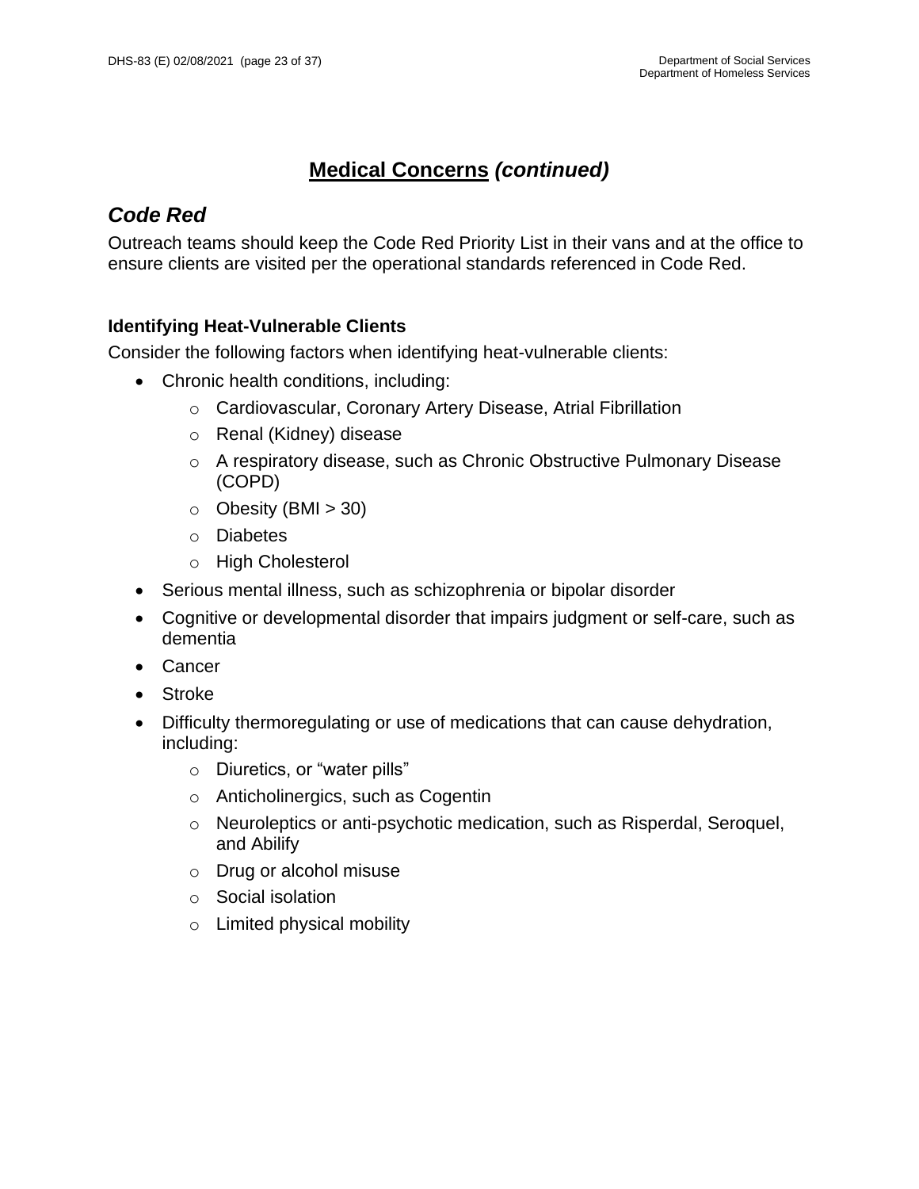## **Medical Concerns** *(continued)*

## *Code Red*

Outreach teams should keep the Code Red Priority List in their vans and at the office to ensure clients are visited per the operational standards referenced in Code Red.

### **Identifying Heat-Vulnerable Clients**

Consider the following factors when identifying heat-vulnerable clients:

- Chronic health conditions, including:
  - Cardiovascular, Coronary Artery Disease, Atrial Fibrillation
  - Renal (Kidney) disease
  - A respiratory disease, such as Chronic Obstructive Pulmonary Disease (COPD)
  - Obesity (BMI > 30)
  - Diabetes
  - High Cholesterol
- Serious mental illness, such as schizophrenia or bipolar disorder
- Cognitive or developmental disorder that impairs judgment or self-care, such as dementia
- Cancer
- Stroke
- Difficulty thermoregulating or use of medications that can cause dehydration, including:
  - Diuretics, or “water pills”
  - Anticholinergics, such as Cogentin
  - Neuroleptics or anti-psychotic medication, such as Risperdal, Seroquel, and Abilify
  - Drug or alcohol misuse
  - Social isolation
  - Limited physical mobility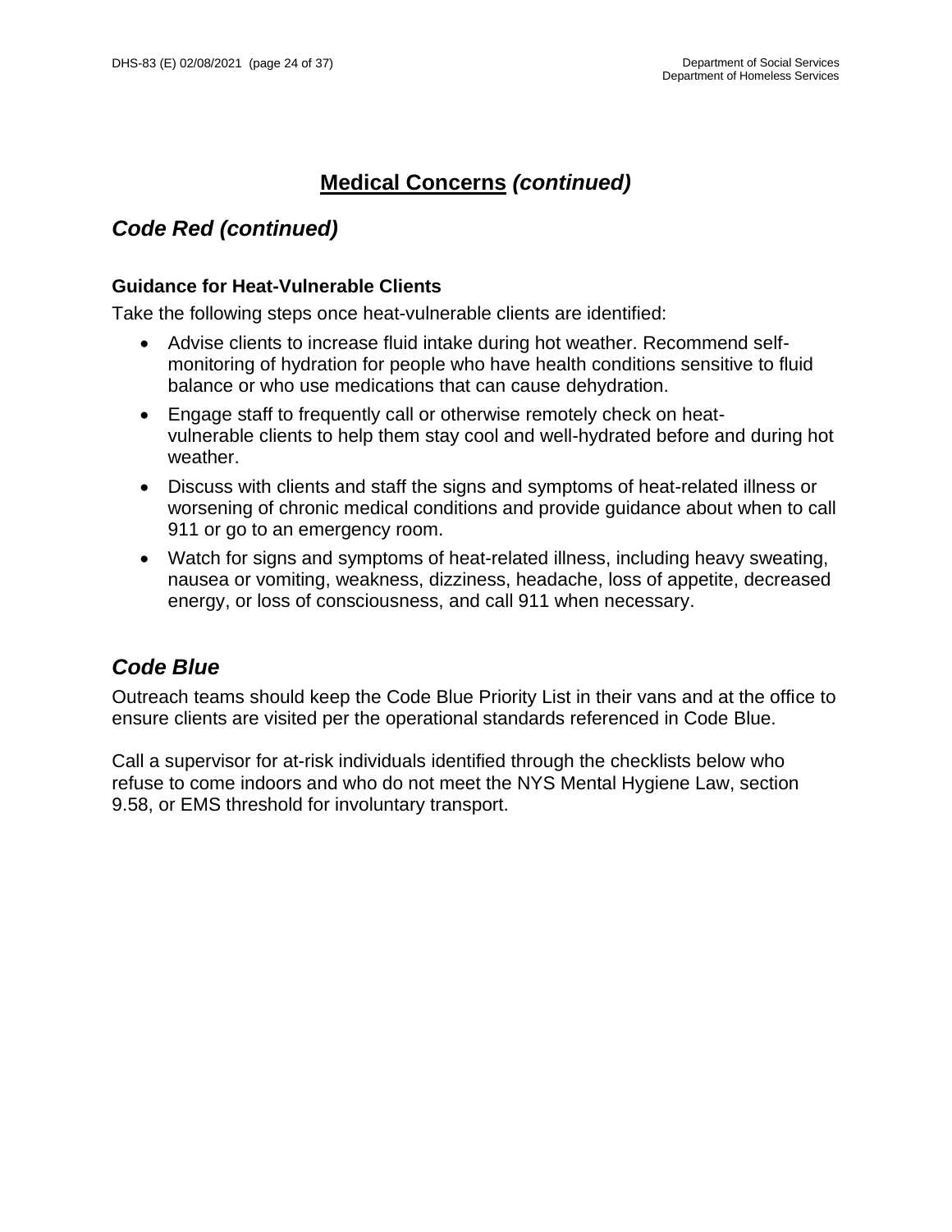# **Medical Concerns** *(continued)*

## *Code Red (continued)*

### Guidance for Heat-Vulnerable Clients

Take the following steps once heat-vulnerable clients are identified:

- Advise clients to increase fluid intake during hot weather. Recommend self-monitoring of hydration for people who have health conditions sensitive to fluid balance or who use medications that can cause dehydration.
- Engage staff to frequently call or otherwise remotely check on heat-vulnerable clients to help them stay cool and well-hydrated before and during hot weather.
- Discuss with clients and staff the signs and symptoms of heat-related illness or worsening of chronic medical conditions and provide guidance about when to call 911 or go to an emergency room.
- Watch for signs and symptoms of heat-related illness, including heavy sweating, nausea or vomiting, weakness, dizziness, headache, loss of appetite, decreased energy, or loss of consciousness, and call 911 when necessary.

## *Code Blue*

Outreach teams should keep the Code Blue Priority List in their vans and at the office to ensure clients are visited per the operational standards referenced in Code Blue.

Call a supervisor for at-risk individuals identified through the checklists below who refuse to come indoors and who do not meet the NYS Mental Hygiene Law, section 9.58, or EMS threshold for involuntary transport.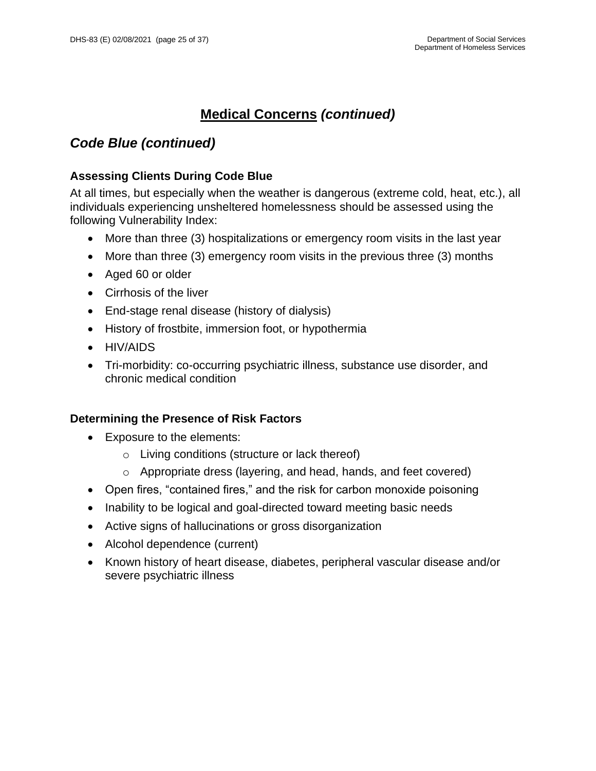# **Medical Concerns** *(continued)*

## *Code Blue (continued)*

### Assessing Clients During Code Blue

At all times, but especially when the weather is dangerous (extreme cold, heat, etc.), all individuals experiencing unsheltered homelessness should be assessed using the following Vulnerability Index:

- More than three (3) hospitalizations or emergency room visits in the last year
- More than three (3) emergency room visits in the previous three (3) months
- Aged 60 or older
- Cirrhosis of the liver
- End-stage renal disease (history of dialysis)
- History of frostbite, immersion foot, or hypothermia
- HIV/AIDS
- Tri-morbidity: co-occurring psychiatric illness, substance use disorder, and chronic medical condition

### Determining the Presence of Risk Factors

- Exposure to the elements:
  - Living conditions (structure or lack thereof)
  - Appropriate dress (layering, and head, hands, and feet covered)
- Open fires, "contained fires," and the risk for carbon monoxide poisoning
- Inability to be logical and goal-directed toward meeting basic needs
- Active signs of hallucinations or gross disorganization
- Alcohol dependence (current)
- Known history of heart disease, diabetes, peripheral vascular disease and/or severe psychiatric illness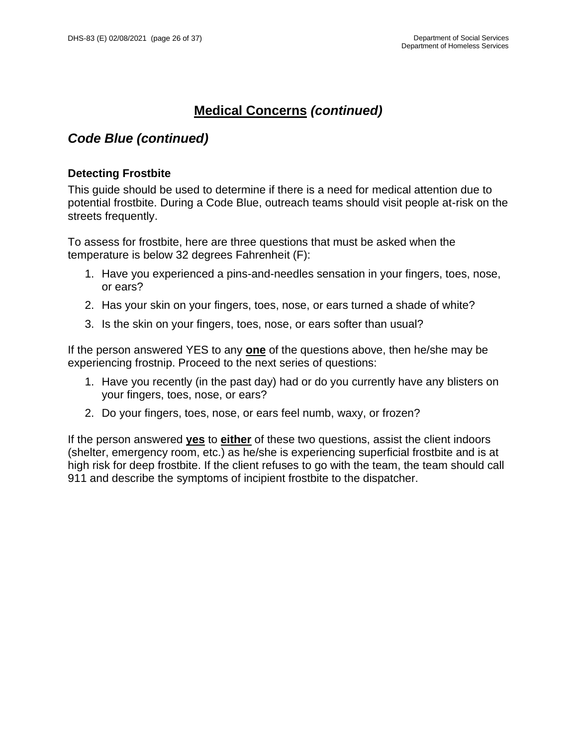## **Medical Concerns** ***(continued)***

### *Code Blue (continued)*

#### Detecting Frostbite

This guide should be used to determine if there is a need for medical attention due to potential frostbite. During a Code Blue, outreach teams should visit people at-risk on the streets frequently.

To assess for frostbite, here are three questions that must be asked when the temperature is below 32 degrees Fahrenheit (F):

1. Have you experienced a pins-and-needles sensation in your fingers, toes, nose, or ears?
2. Has your skin on your fingers, toes, nose, or ears turned a shade of white?
3. Is the skin on your fingers, toes, nose, or ears softer than usual?

If the person answered YES to any **one** of the questions above, then he/she may be experiencing frostnip. Proceed to the next series of questions:

1. Have you recently (in the past day) had or do you currently have any blisters on your fingers, toes, nose, or ears?
2. Do your fingers, toes, nose, or ears feel numb, waxy, or frozen?

If the person answered **yes** to **either** of these two questions, assist the client indoors (shelter, emergency room, etc.) as he/she is experiencing superficial frostbite and is at high risk for deep frostbite. If the client refuses to go with the team, the team should call 911 and describe the symptoms of incipient frostbite to the dispatcher.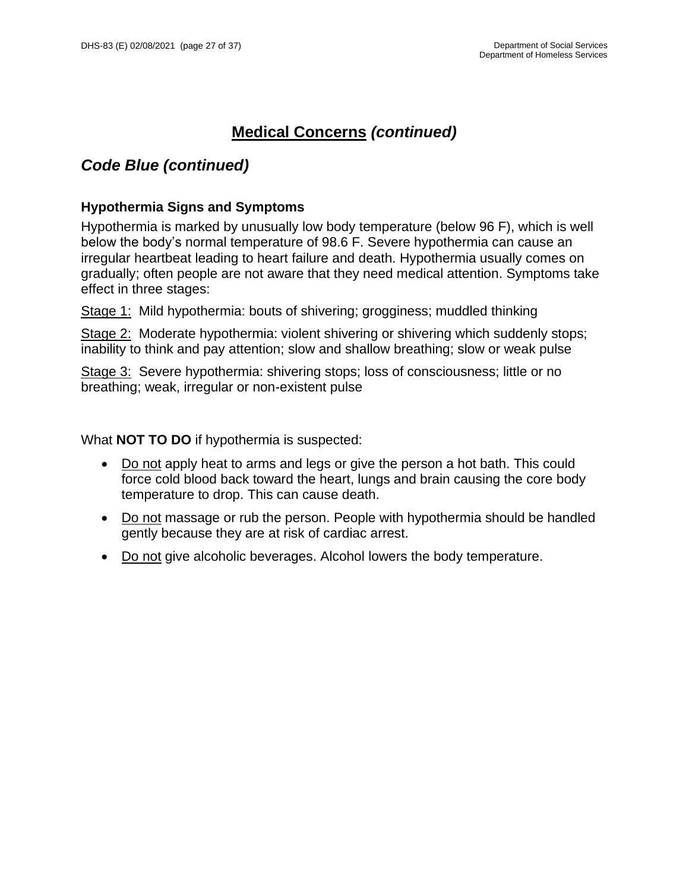## Medical Concerns *(continued)*

### *Code Blue (continued)*

**Hypothermia Signs and Symptoms**

Hypothermia is marked by unusually low body temperature (below 96 F), which is well below the body's normal temperature of 98.6 F. Severe hypothermia can cause an irregular heartbeat leading to heart failure and death. Hypothermia usually comes on gradually; often people are not aware that they need medical attention. Symptoms take effect in three stages:

Stage 1: Mild hypothermia: bouts of shivering; grogginess; muddled thinking

Stage 2: Moderate hypothermia: violent shivering or shivering which suddenly stops; inability to think and pay attention; slow and shallow breathing; slow or weak pulse

Stage 3: Severe hypothermia: shivering stops; loss of consciousness; little or no breathing; weak, irregular or non-existent pulse

What **NOT TO DO** if hypothermia is suspected:

- Do not apply heat to arms and legs or give the person a hot bath. This could force cold blood back toward the heart, lungs and brain causing the core body temperature to drop. This can cause death.
- Do not massage or rub the person. People with hypothermia should be handled gently because they are at risk of cardiac arrest.
- Do not give alcoholic beverages. Alcohol lowers the body temperature.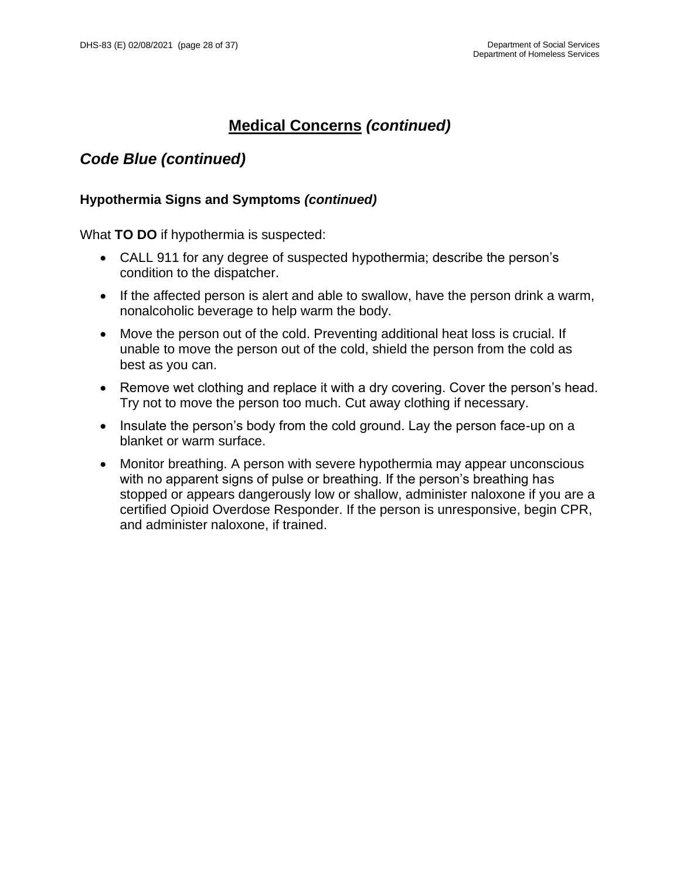# **Medical Concerns** *(continued)*

## *Code Blue (continued)*

### **Hypothermia Signs and Symptoms** *(continued)*

What **TO DO** if hypothermia is suspected:

- CALL 911 for any degree of suspected hypothermia; describe the person's condition to the dispatcher.
- If the affected person is alert and able to swallow, have the person drink a warm, nonalcoholic beverage to help warm the body.
- Move the person out of the cold. Preventing additional heat loss is crucial. If unable to move the person out of the cold, shield the person from the cold as best as you can.
- Remove wet clothing and replace it with a dry covering. Cover the person's head. Try not to move the person too much. Cut away clothing if necessary.
- Insulate the person's body from the cold ground. Lay the person face-up on a blanket or warm surface.
- Monitor breathing. A person with severe hypothermia may appear unconscious with no apparent signs of pulse or breathing. If the person's breathing has stopped or appears dangerously low or shallow, administer naloxone if you are a certified Opioid Overdose Responder. If the person is unresponsive, begin CPR, and administer naloxone, if trained.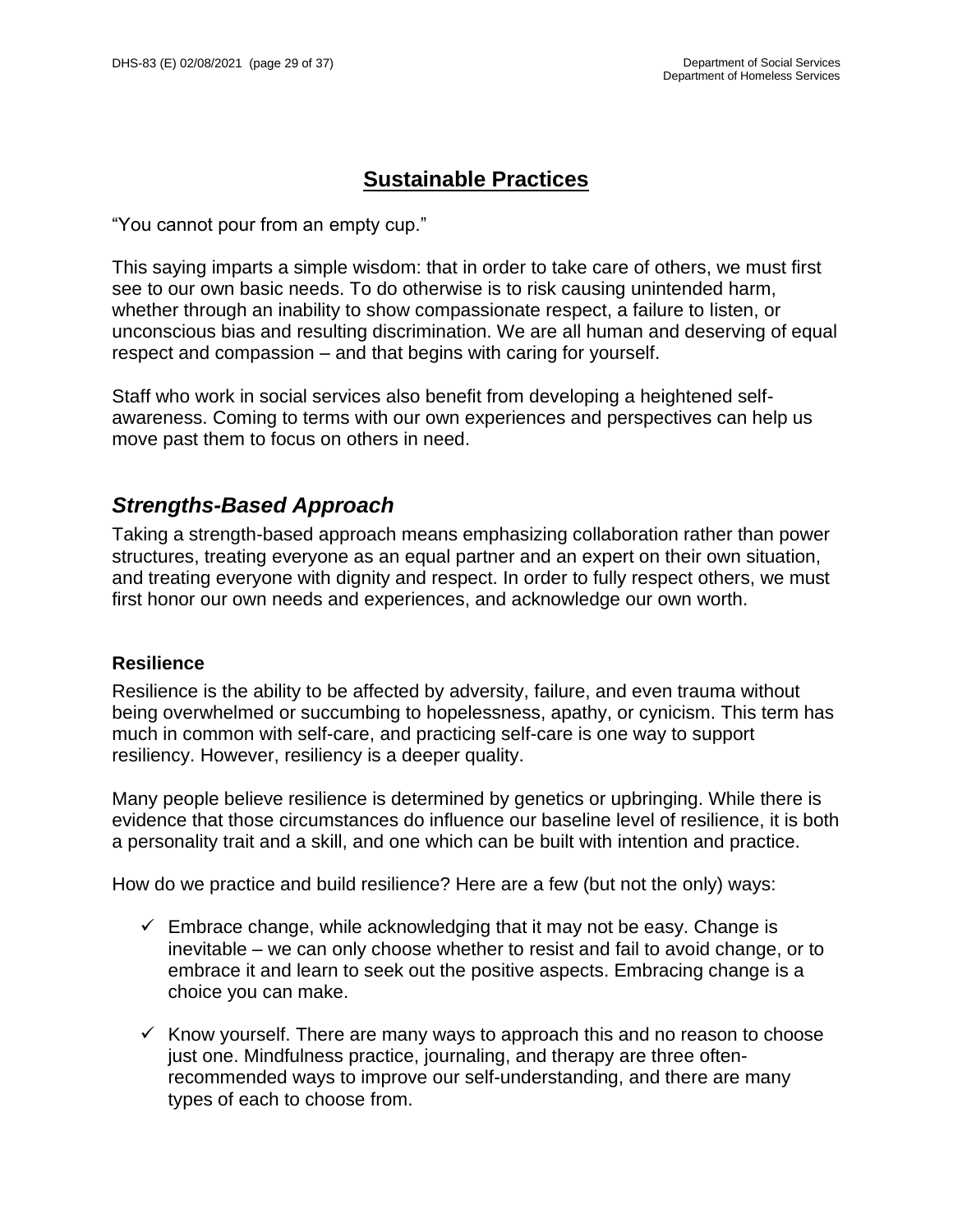## Sustainable Practices

"You cannot pour from an empty cup."

This saying imparts a simple wisdom: that in order to take care of others, we must first see to our own basic needs. To do otherwise is to risk causing unintended harm, whether through an inability to show compassionate respect, a failure to listen, or unconscious bias and resulting discrimination. We are all human and deserving of equal respect and compassion – and that begins with caring for yourself.

Staff who work in social services also benefit from developing a heightened self-awareness. Coming to terms with our own experiences and perspectives can help us move past them to focus on others in need.

### *Strengths-Based Approach*

Taking a strength-based approach means emphasizing collaboration rather than power structures, treating everyone as an equal partner and an expert on their own situation, and treating everyone with dignity and respect. In order to fully respect others, we must first honor our own needs and experiences, and acknowledge our own worth.

#### Resilience

Resilience is the ability to be affected by adversity, failure, and even trauma without being overwhelmed or succumbing to hopelessness, apathy, or cynicism. This term has much in common with self-care, and practicing self-care is one way to support resiliency. However, resiliency is a deeper quality.

Many people believe resilience is determined by genetics or upbringing. While there is evidence that those circumstances do influence our baseline level of resilience, it is both a personality trait and a skill, and one which can be built with intention and practice.

How do we practice and build resilience? Here are a few (but not the only) ways:

- ✓ Embrace change, while acknowledging that it may not be easy. Change is inevitable – we can only choose whether to resist and fail to avoid change, or to embrace it and learn to seek out the positive aspects. Embracing change is a choice you can make.

- ✓ Know yourself. There are many ways to approach this and no reason to choose just one. Mindfulness practice, journaling, and therapy are three often-recommended ways to improve our self-understanding, and there are many types of each to choose from.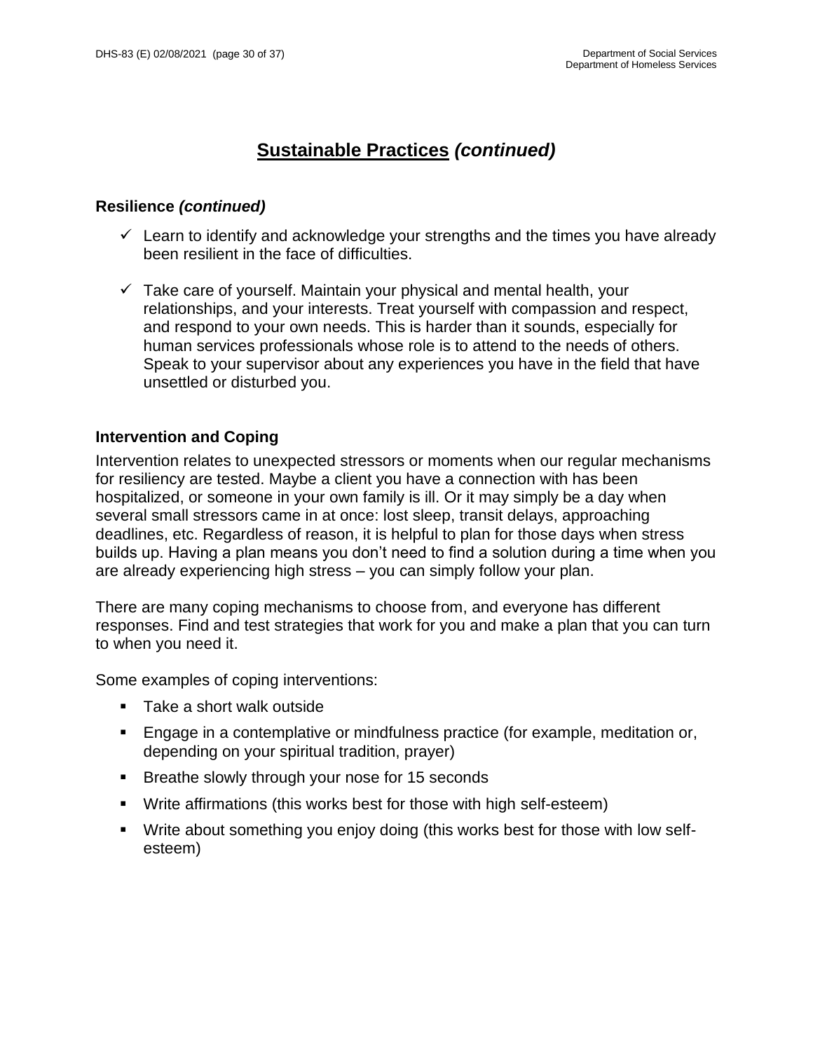# Sustainable Practices *(continued)*

## Resilience *(continued)*

- ✓ Learn to identify and acknowledge your strengths and the times you have already been resilient in the face of difficulties.
- ✓ Take care of yourself. Maintain your physical and mental health, your relationships, and your interests. Treat yourself with compassion and respect, and respond to your own needs. This is harder than it sounds, especially for human services professionals whose role is to attend to the needs of others. Speak to your supervisor about any experiences you have in the field that have unsettled or disturbed you.

## Intervention and Coping

Intervention relates to unexpected stressors or moments when our regular mechanisms for resiliency are tested. Maybe a client you have a connection with has been hospitalized, or someone in your own family is ill. Or it may simply be a day when several small stressors came in at once: lost sleep, transit delays, approaching deadlines, etc. Regardless of reason, it is helpful to plan for those days when stress builds up. Having a plan means you don't need to find a solution during a time when you are already experiencing high stress – you can simply follow your plan.

There are many coping mechanisms to choose from, and everyone has different responses. Find and test strategies that work for you and make a plan that you can turn to when you need it.

Some examples of coping interventions:

- Take a short walk outside
- Engage in a contemplative or mindfulness practice (for example, meditation or, depending on your spiritual tradition, prayer)
- Breathe slowly through your nose for 15 seconds
- Write affirmations (this works best for those with high self-esteem)
- Write about something you enjoy doing (this works best for those with low self-esteem)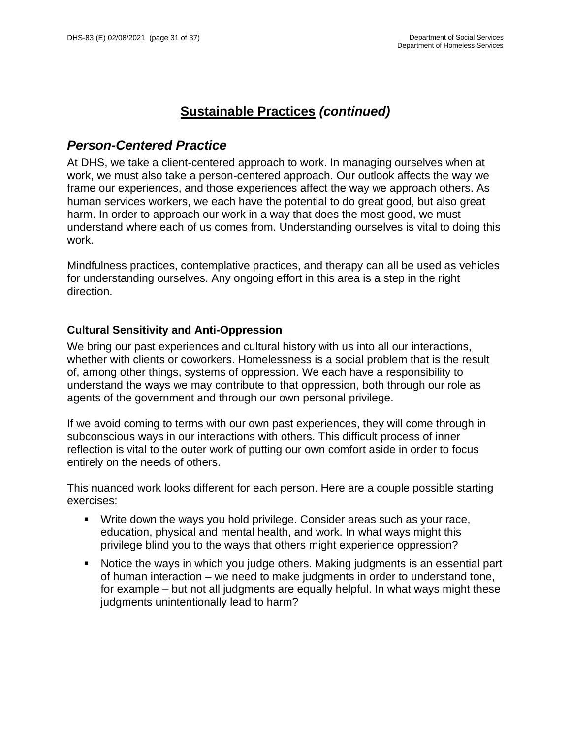## Sustainable Practices *(continued)*

### *Person-Centered Practice*

At DHS, we take a client-centered approach to work. In managing ourselves when at work, we must also take a person-centered approach. Our outlook affects the way we frame our experiences, and those experiences affect the way we approach others. As human services workers, we each have the potential to do great good, but also great harm. In order to approach our work in a way that does the most good, we must understand where each of us comes from. Understanding ourselves is vital to doing this work.

Mindfulness practices, contemplative practices, and therapy can all be used as vehicles for understanding ourselves. Any ongoing effort in this area is a step in the right direction.

#### Cultural Sensitivity and Anti-Oppression

We bring our past experiences and cultural history with us into all our interactions, whether with clients or coworkers. Homelessness is a social problem that is the result of, among other things, systems of oppression. We each have a responsibility to understand the ways we may contribute to that oppression, both through our role as agents of the government and through our own personal privilege.

If we avoid coming to terms with our own past experiences, they will come through in subconscious ways in our interactions with others. This difficult process of inner reflection is vital to the outer work of putting our own comfort aside in order to focus entirely on the needs of others.

This nuanced work looks different for each person. Here are a couple possible starting exercises:

- Write down the ways you hold privilege. Consider areas such as your race, education, physical and mental health, and work. In what ways might this privilege blind you to the ways that others might experience oppression?
- Notice the ways in which you judge others. Making judgments is an essential part of human interaction – we need to make judgments in order to understand tone, for example – but not all judgments are equally helpful. In what ways might these judgments unintentionally lead to harm?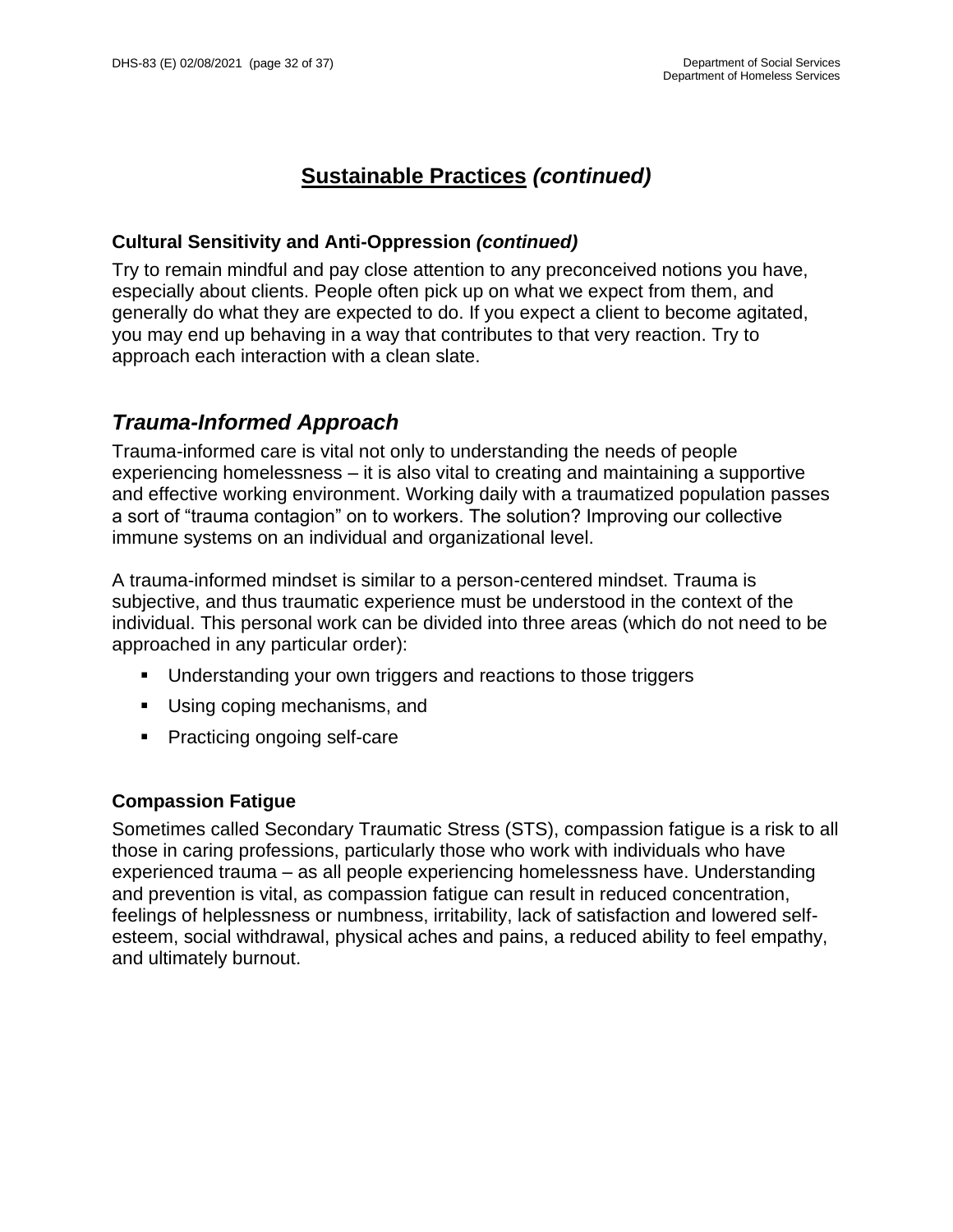# **Sustainable Practices** *(continued)*

### Cultural Sensitivity and Anti-Oppression *(continued)*

Try to remain mindful and pay close attention to any preconceived notions you have, especially about clients. People often pick up on what we expect from them, and generally do what they are expected to do. If you expect a client to become agitated, you may end up behaving in a way that contributes to that very reaction. Try to approach each interaction with a clean slate.

## *Trauma-Informed Approach*

Trauma-informed care is vital not only to understanding the needs of people experiencing homelessness – it is also vital to creating and maintaining a supportive and effective working environment. Working daily with a traumatized population passes a sort of "trauma contagion" on to workers. The solution? Improving our collective immune systems on an individual and organizational level.

A trauma-informed mindset is similar to a person-centered mindset. Trauma is subjective, and thus traumatic experience must be understood in the context of the individual. This personal work can be divided into three areas (which do not need to be approached in any particular order):

- Understanding your own triggers and reactions to those triggers
- Using coping mechanisms, and
- Practicing ongoing self-care

### Compassion Fatigue

Sometimes called Secondary Traumatic Stress (STS), compassion fatigue is a risk to all those in caring professions, particularly those who work with individuals who have experienced trauma – as all people experiencing homelessness have. Understanding and prevention is vital, as compassion fatigue can result in reduced concentration, feelings of helplessness or numbness, irritability, lack of satisfaction and lowered self-esteem, social withdrawal, physical aches and pains, a reduced ability to feel empathy, and ultimately burnout.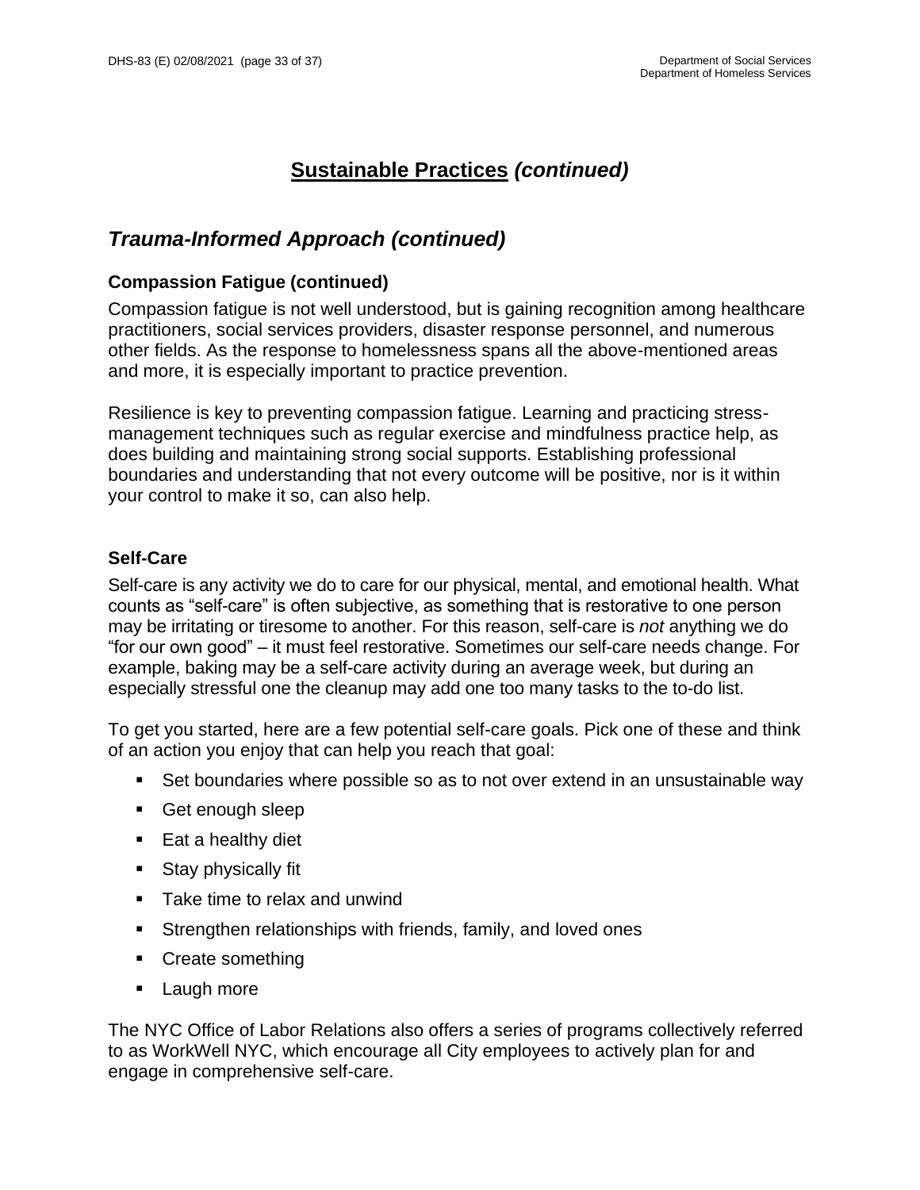# **Sustainable Practices** *(continued)*

## *Trauma-Informed Approach (continued)*

### Compassion Fatigue (continued)

Compassion fatigue is not well understood, but is gaining recognition among healthcare practitioners, social services providers, disaster response personnel, and numerous other fields. As the response to homelessness spans all the above-mentioned areas and more, it is especially important to practice prevention.

Resilience is key to preventing compassion fatigue. Learning and practicing stress-management techniques such as regular exercise and mindfulness practice help, as does building and maintaining strong social supports. Establishing professional boundaries and understanding that not every outcome will be positive, nor is it within your control to make it so, can also help.

### Self-Care

Self-care is any activity we do to care for our physical, mental, and emotional health. What counts as "self-care" is often subjective, as something that is restorative to one person may be irritating or tiresome to another. For this reason, self-care is *not* anything we do "for our own good" – it must feel restorative. Sometimes our self-care needs change. For example, baking may be a self-care activity during an average week, but during an especially stressful one the cleanup may add one too many tasks to the to-do list.

To get you started, here are a few potential self-care goals. Pick one of these and think of an action you enjoy that can help you reach that goal:

- Set boundaries where possible so as to not over extend in an unsustainable way
- Get enough sleep
- Eat a healthy diet
- Stay physically fit
- Take time to relax and unwind
- Strengthen relationships with friends, family, and loved ones
- Create something
- Laugh more

The NYC Office of Labor Relations also offers a series of programs collectively referred to as WorkWell NYC, which encourage all City employees to actively plan for and engage in comprehensive self-care.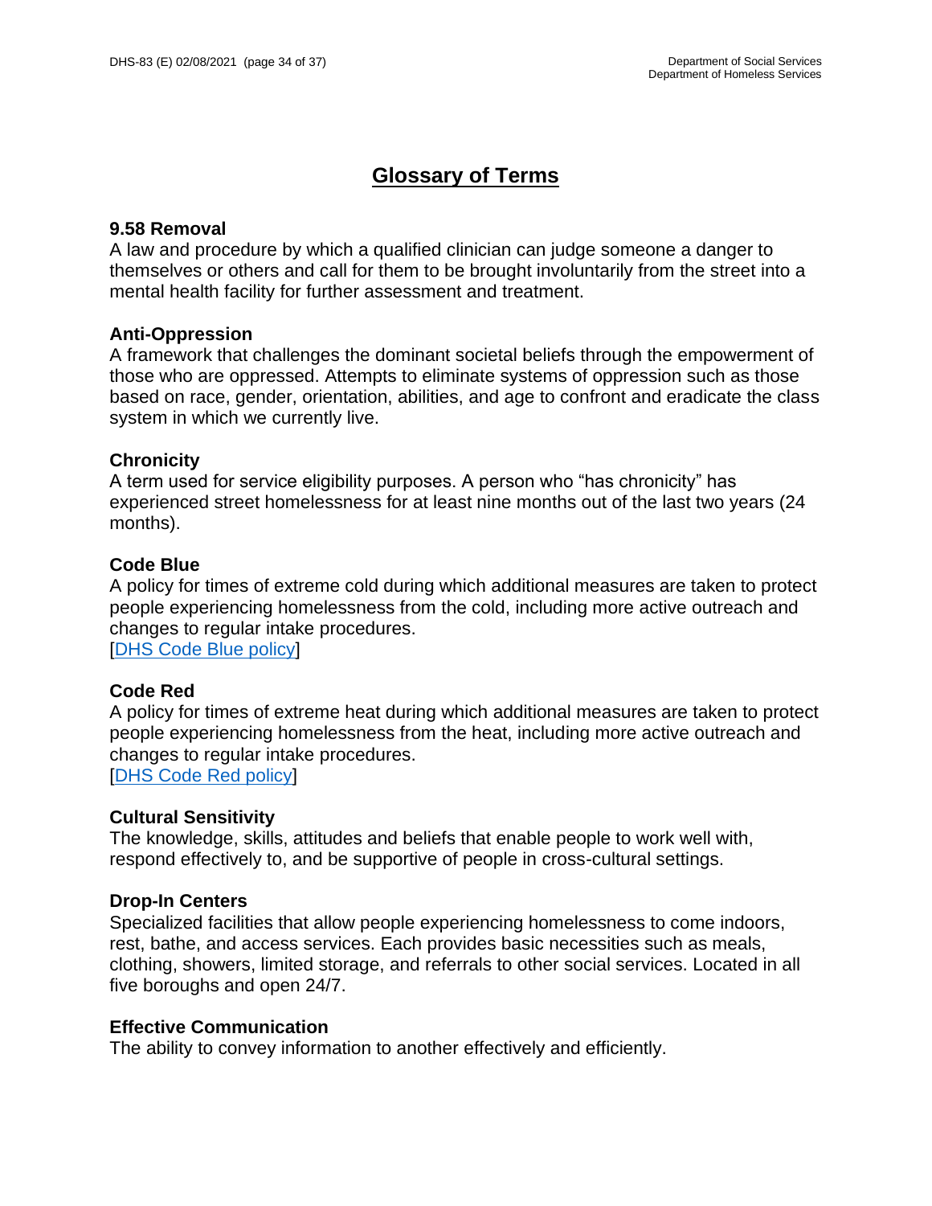# Glossary of Terms

**9.58 Removal**
A law and procedure by which a qualified clinician can judge someone a danger to themselves or others and call for them to be brought involuntarily from the street into a mental health facility for further assessment and treatment.

**Anti-Oppression**
A framework that challenges the dominant societal beliefs through the empowerment of those who are oppressed. Attempts to eliminate systems of oppression such as those based on race, gender, orientation, abilities, and age to confront and eradicate the class system in which we currently live.

**Chronicity**
A term used for service eligibility purposes. A person who "has chronicity" has experienced street homelessness for at least nine months out of the last two years (24 months).

**Code Blue**
A policy for times of extreme cold during which additional measures are taken to protect people experiencing homelessness from the cold, including more active outreach and changes to regular intake procedures.
[DHS Code Blue policy]

**Code Red**
A policy for times of extreme heat during which additional measures are taken to protect people experiencing homelessness from the heat, including more active outreach and changes to regular intake procedures.
[DHS Code Red policy]

**Cultural Sensitivity**
The knowledge, skills, attitudes and beliefs that enable people to work well with, respond effectively to, and be supportive of people in cross-cultural settings.

**Drop-In Centers**
Specialized facilities that allow people experiencing homelessness to come indoors, rest, bathe, and access services. Each provides basic necessities such as meals, clothing, showers, limited storage, and referrals to other social services. Located in all five boroughs and open 24/7.

**Effective Communication**
The ability to convey information to another effectively and efficiently.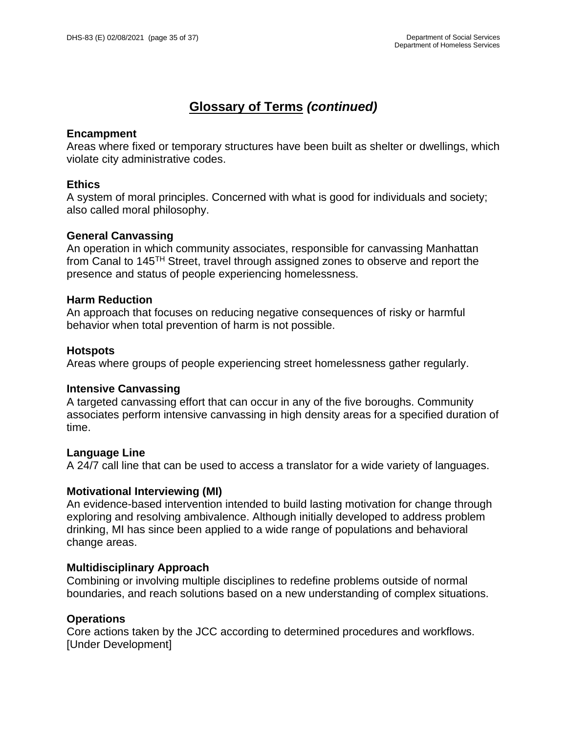## Glossary of Terms *(continued)*

**Encampment**
Areas where fixed or temporary structures have been built as shelter or dwellings, which violate city administrative codes.

**Ethics**
A system of moral principles. Concerned with what is good for individuals and society; also called moral philosophy.

**General Canvassing**
An operation in which community associates, responsible for canvassing Manhattan from Canal to 145TH Street, travel through assigned zones to observe and report the presence and status of people experiencing homelessness.

**Harm Reduction**
An approach that focuses on reducing negative consequences of risky or harmful behavior when total prevention of harm is not possible.

**Hotspots**
Areas where groups of people experiencing street homelessness gather regularly.

**Intensive Canvassing**
A targeted canvassing effort that can occur in any of the five boroughs. Community associates perform intensive canvassing in high density areas for a specified duration of time.

**Language Line**
A 24/7 call line that can be used to access a translator for a wide variety of languages.

**Motivational Interviewing (MI)**
An evidence-based intervention intended to build lasting motivation for change through exploring and resolving ambivalence. Although initially developed to address problem drinking, MI has since been applied to a wide range of populations and behavioral change areas.

**Multidisciplinary Approach**
Combining or involving multiple disciplines to redefine problems outside of normal boundaries, and reach solutions based on a new understanding of complex situations.

**Operations**
Core actions taken by the JCC according to determined procedures and workflows. [Under Development]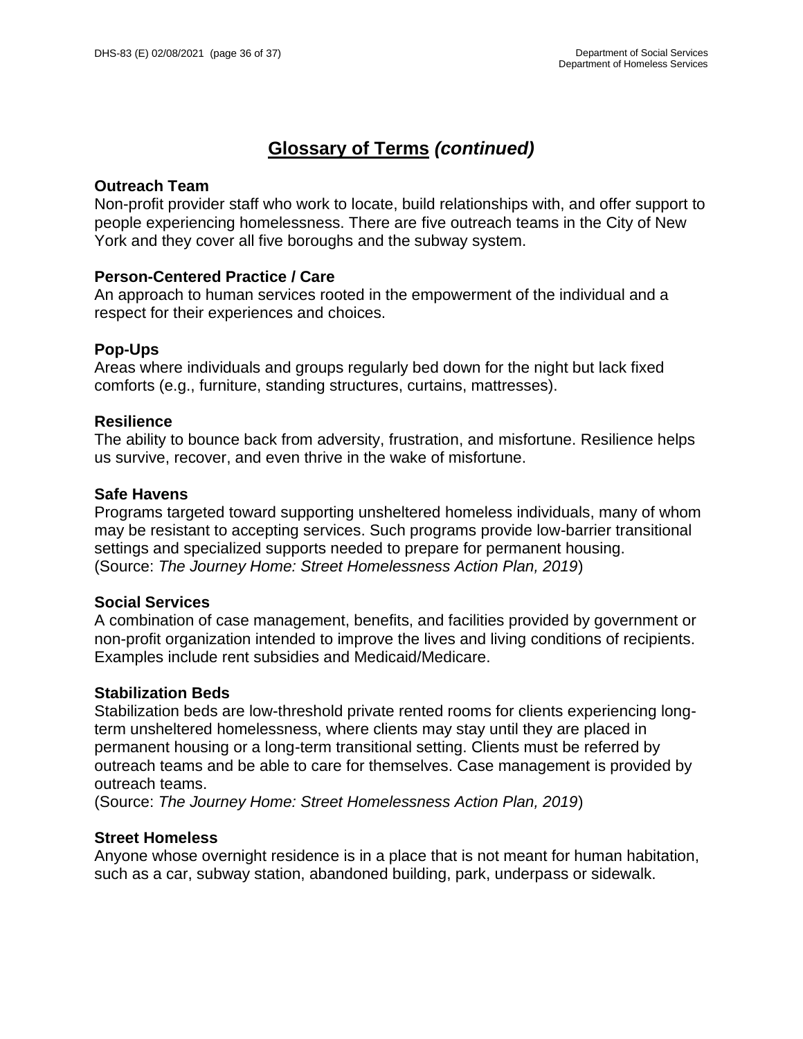## Glossary of Terms *(continued)*

**Outreach Team**
Non-profit provider staff who work to locate, build relationships with, and offer support to people experiencing homelessness. There are five outreach teams in the City of New York and they cover all five boroughs and the subway system.

**Person-Centered Practice / Care**
An approach to human services rooted in the empowerment of the individual and a respect for their experiences and choices.

**Pop-Ups**
Areas where individuals and groups regularly bed down for the night but lack fixed comforts (e.g., furniture, standing structures, curtains, mattresses).

**Resilience**
The ability to bounce back from adversity, frustration, and misfortune. Resilience helps us survive, recover, and even thrive in the wake of misfortune.

**Safe Havens**
Programs targeted toward supporting unsheltered homeless individuals, many of whom may be resistant to accepting services. Such programs provide low-barrier transitional settings and specialized supports needed to prepare for permanent housing.
(Source: *The Journey Home: Street Homelessness Action Plan, 2019*)

**Social Services**
A combination of case management, benefits, and facilities provided by government or non-profit organization intended to improve the lives and living conditions of recipients. Examples include rent subsidies and Medicaid/Medicare.

**Stabilization Beds**
Stabilization beds are low-threshold private rented rooms for clients experiencing long-term unsheltered homelessness, where clients may stay until they are placed in permanent housing or a long-term transitional setting. Clients must be referred by outreach teams and be able to care for themselves. Case management is provided by outreach teams.
(Source: *The Journey Home: Street Homelessness Action Plan, 2019*)

**Street Homeless**
Anyone whose overnight residence is in a place that is not meant for human habitation, such as a car, subway station, abandoned building, park, underpass or sidewalk.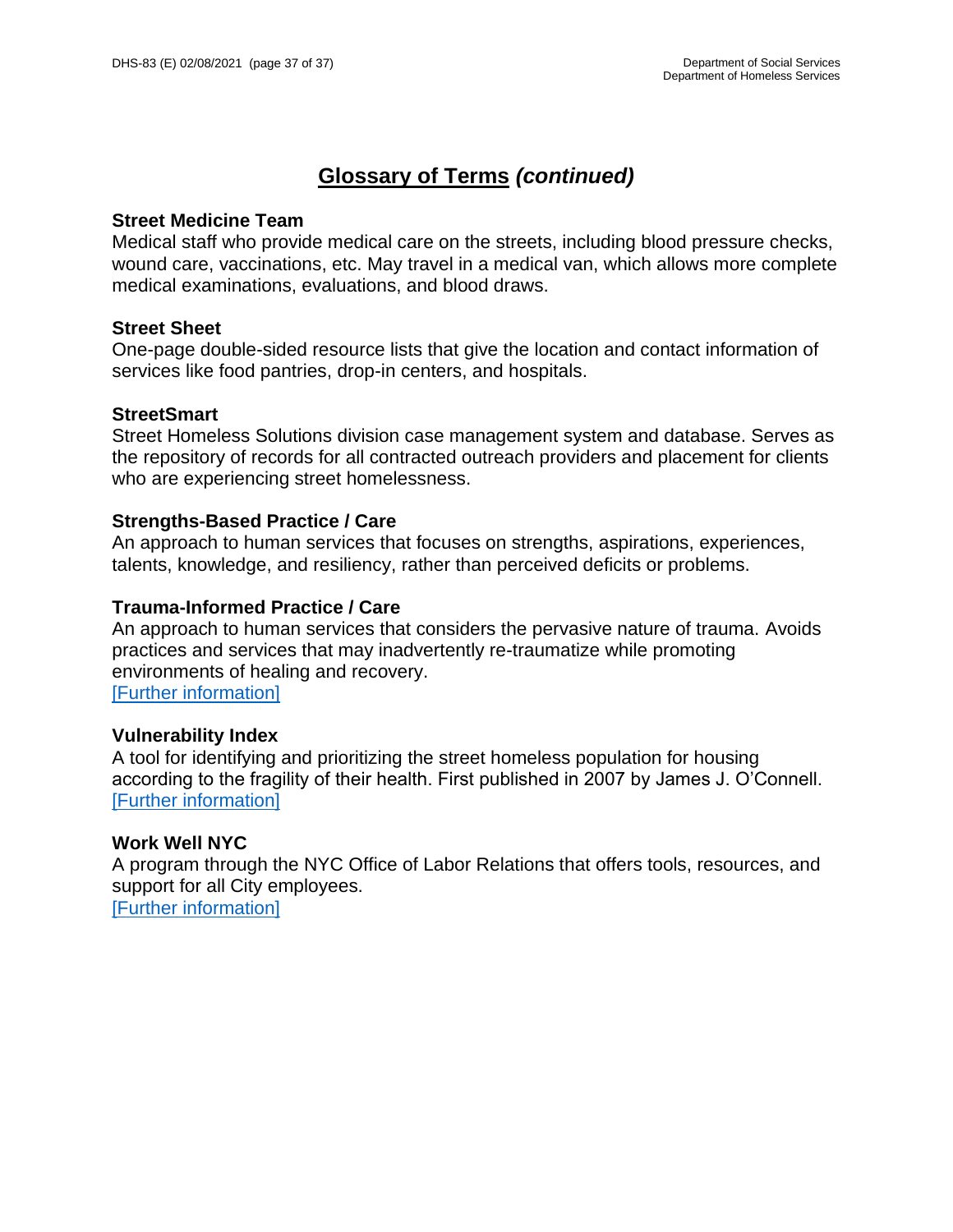## Glossary of Terms *(continued)*

**Street Medicine Team**
Medical staff who provide medical care on the streets, including blood pressure checks, wound care, vaccinations, etc. May travel in a medical van, which allows more complete medical examinations, evaluations, and blood draws.

**Street Sheet**
One-page double-sided resource lists that give the location and contact information of services like food pantries, drop-in centers, and hospitals.

**StreetSmart**
Street Homeless Solutions division case management system and database. Serves as the repository of records for all contracted outreach providers and placement for clients who are experiencing street homelessness.

**Strengths-Based Practice / Care**
An approach to human services that focuses on strengths, aspirations, experiences, talents, knowledge, and resiliency, rather than perceived deficits or problems.

**Trauma-Informed Practice / Care**
An approach to human services that considers the pervasive nature of trauma. Avoids practices and services that may inadvertently re-traumatize while promoting environments of healing and recovery.
[Further information]

**Vulnerability Index**
A tool for identifying and prioritizing the street homeless population for housing according to the fragility of their health. First published in 2007 by James J. O'Connell.
[Further information]

**Work Well NYC**
A program through the NYC Office of Labor Relations that offers tools, resources, and support for all City employees.
[Further information]